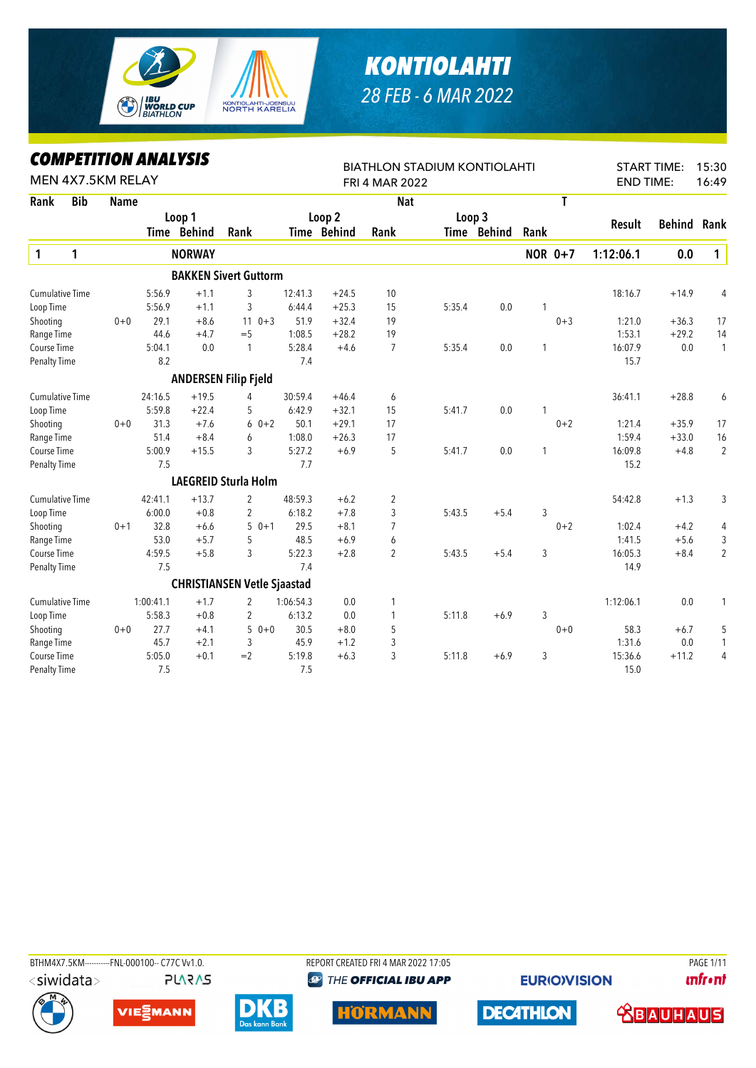# KONTIOLAHTI

28 FEB - 6 MAR 2022

## COMPETITION ANALYSIS

MEN 4X7.5KM RELAY

BIATHLON STADIUM KONTIOLAHTI
FRI 4 MAR 2022

START TIME: 15:30
END TIME: 16:49

| Rank | Bib | Name | | Loop 1 Time | Loop 1 Behind | Loop 1 Rank | | Loop 2 Time | Loop 2 Behind | Loop 2 Rank | Nat | Loop 3 Time | Loop 3 Behind | Loop 3 Rank | T | Result | Behind | Rank |
|---|---|---|---|---|---|---|---|---|---|---|---|---|---|---|---|---|---|---|
| 1 | 1 | NORWAY | | | | | | | | | | | | | NOR 0+7 | 1:12:06.1 | 0.0 | 1 |
| | | **BAKKEN Sivert Guttorm** | | | | | | | | | | | | | | | | |
| | | Cumulative Time | | 5:56.9 | +1.1 | 3 | | 12:41.3 | +24.5 | 10 | | | | | | 18:16.7 | +14.9 | 4 |
| | | Loop Time | | 5:56.9 | +1.1 | 3 | | 6:44.4 | +25.3 | 15 | | 5:35.4 | 0.0 | 1 | | | | |
| | | Shooting | 0+0 | 29.1 | +8.6 | 11 | 0+3 | 51.9 | +32.4 | 19 | | | | | 0+3 | 1:21.0 | +36.3 | 17 |
| | | Range Time | | 44.6 | +4.7 | =5 | | 1:08.5 | +28.2 | 19 | | | | | | 1:53.1 | +29.2 | 14 |
| | | Course Time | | 5:04.1 | 0.0 | 1 | | 5:28.4 | +4.6 | 7 | | 5:35.4 | 0.0 | 1 | | 16:07.9 | 0.0 | 1 |
| | | Penalty Time | | 8.2 | | | | 7.4 | | | | | | | | 15.7 | | |
| | | **ANDERSEN Filip Fjeld** | | | | | | | | | | | | | | | | |
| | | Cumulative Time | | 24:16.5 | +19.5 | 4 | | 30:59.4 | +46.4 | 6 | | | | | | 36:41.1 | +28.8 | 6 |
| | | Loop Time | | 5:59.8 | +22.4 | 5 | | 6:42.9 | +32.1 | 15 | | 5:41.7 | 0.0 | 1 | | | | |
| | | Shooting | 0+0 | 31.3 | +7.6 | 6 | 0+2 | 50.1 | +29.1 | 17 | | | | | 0+2 | 1:21.4 | +35.9 | 17 |
| | | Range Time | | 51.4 | +8.4 | 6 | | 1:08.0 | +26.3 | 17 | | | | | | 1:59.4 | +33.0 | 16 |
| | | Course Time | | 5:00.9 | +15.5 | 3 | | 5:27.2 | +6.9 | 5 | | 5:41.7 | 0.0 | 1 | | 16:09.8 | +4.8 | 2 |
| | | Penalty Time | | 7.5 | | | | 7.7 | | | | | | | | 15.2 | | |
| | | **LAEGREID Sturla Holm** | | | | | | | | | | | | | | | | |
| | | Cumulative Time | | 42:41.1 | +13.7 | 2 | | 48:59.3 | +6.2 | 2 | | | | | | 54:42.8 | +1.3 | 3 |
| | | Loop Time | | 6:00.0 | +0.8 | 2 | | 6:18.2 | +7.8 | 3 | | 5:43.5 | +5.4 | 3 | | | | |
| | | Shooting | 0+1 | 32.8 | +6.6 | 5 | 0+1 | 29.5 | +8.1 | 7 | | | | | 0+2 | 1:02.4 | +4.2 | 4 |
| | | Range Time | | 53.0 | +5.7 | 5 | | 48.5 | +6.9 | 6 | | | | | | 1:41.5 | +5.6 | 3 |
| | | Course Time | | 4:59.5 | +5.8 | 3 | | 5:22.3 | +2.8 | 2 | | 5:43.5 | +5.4 | 3 | | 16:05.3 | +8.4 | 2 |
| | | Penalty Time | | 7.5 | | | | 7.4 | | | | | | | | 14.9 | | |
| | | **CHRISTIANSEN Vetle Sjaastad** | | | | | | | | | | | | | | | | |
| | | Cumulative Time | | 1:00:41.1 | +1.7 | 2 | | 1:06:54.3 | 0.0 | 1 | | | | | | 1:12:06.1 | 0.0 | 1 |
| | | Loop Time | | 5:58.3 | +0.8 | 2 | | 6:13.2 | 0.0 | 1 | | 5:11.8 | +6.9 | 3 | | | | |
| | | Shooting | 0+0 | 27.7 | +4.1 | 5 | 0+0 | 30.5 | +8.0 | 5 | | | | | 0+0 | 58.3 | +6.7 | 5 |
| | | Range Time | | 45.7 | +2.1 | 3 | | 45.9 | +1.2 | 3 | | | | | | 1:31.6 | 0.0 | 1 |
| | | Course Time | | 5:05.0 | +0.1 | =2 | | 5:19.8 | +6.3 | 3 | | 5:11.8 | +6.9 | 3 | | 15:36.6 | +11.2 | 4 |
| | | Penalty Time | | 7.5 | | | | 7.5 | | | | | | | | 15.0 | | |

BTHM4X7.5KM-----------FNL-000100-- C77C Vv1.0. REPORT CREATED FRI 4 MAR 2022 17:05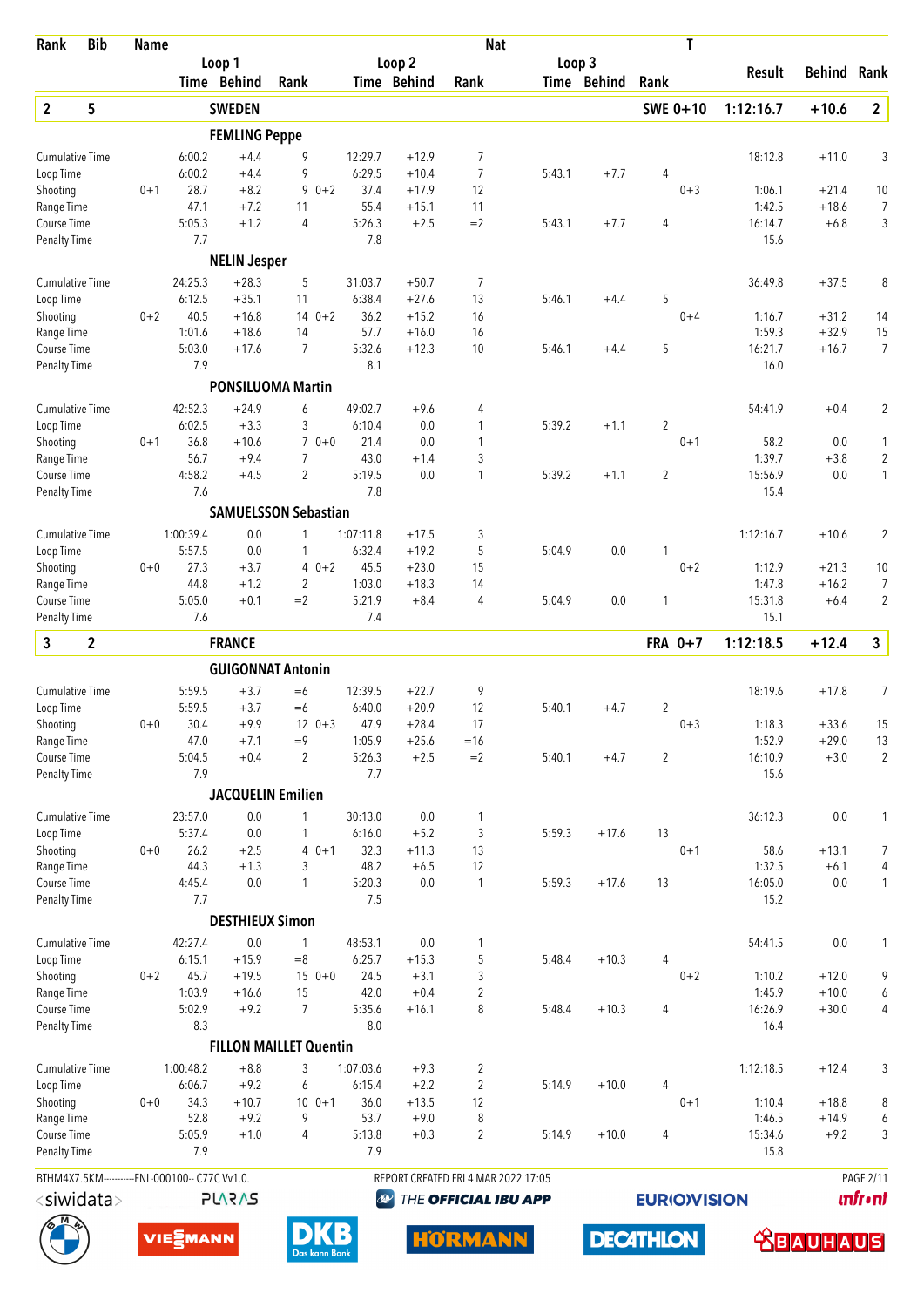| Rank | Bib | Name | | | | | | | Nat | | | | T | | | |
|---|---|---|---|---|---|---|---|---|---|---|---|---|---|---|---|---|
| | | | Loop 1 | | | Loop 2 | | | Loop 3 | | | | | Result | Behind | Rank |
| | | | Time | Behind | Rank | Time | Behind | Rank | Time | Behind | Rank | | | | | |
| **2** | **5** | **SWEDEN** | | | | | | | | | | | **SWE 0+10** | **1:12:16.7** | **+10.6** | **2** |
| | | **FEMLING Peppe** | | | | | | | | | | | | | | |
| Cumulative Time | | | 6:00.2 | +4.4 | 9 | 12:29.7 | +12.9 | 7 | | | | | | 18:12.8 | +11.0 | 3 |
| Loop Time | | | 6:00.2 | +4.4 | 9 | 6:29.5 | +10.4 | 7 | 5:43.1 | +7.7 | 4 | | | | | |
| Shooting | | 0+1 | 28.7 | +8.2 | 9 | 0+2 37.4 | +17.9 | 12 | | | | | 0+3 | 1:06.1 | +21.4 | 10 |
| Range Time | | | 47.1 | +7.2 | 11 | 55.4 | +15.1 | 11 | | | | | | 1:42.5 | +18.6 | 7 |
| Course Time | | | 5:05.3 | +1.2 | 4 | 5:26.3 | +2.5 | =2 | 5:43.1 | +7.7 | 4 | | | 16:14.7 | +6.8 | 3 |
| Penalty Time | | | 7.7 | | | 7.8 | | | | | | | | 15.6 | | |
| | | **NELIN Jesper** | | | | | | | | | | | | | | |
| Cumulative Time | | | 24:25.3 | +28.3 | 5 | 31:03.7 | +50.7 | 7 | | | | | | 36:49.8 | +37.5 | 8 |
| Loop Time | | | 6:12.5 | +35.1 | 11 | 6:38.4 | +27.6 | 13 | 5:46.1 | +4.4 | 5 | | | | | |
| Shooting | | 0+2 | 40.5 | +16.8 | 14 | 0+2 36.2 | +15.2 | 16 | | | | | 0+4 | 1:16.7 | +31.2 | 14 |
| Range Time | | | 1:01.6 | +18.6 | 14 | 57.7 | +16.0 | 16 | | | | | | 1:59.3 | +32.9 | 15 |
| Course Time | | | 5:03.0 | +17.6 | 7 | 5:32.6 | +12.3 | 10 | 5:46.1 | +4.4 | 5 | | | 16:21.7 | +16.7 | 7 |
| Penalty Time | | | 7.9 | | | 8.1 | | | | | | | | 16.0 | | |
| | | **PONSILUOMA Martin** | | | | | | | | | | | | | | |
| Cumulative Time | | | 42:52.3 | +24.9 | 6 | 49:02.7 | +9.6 | 4 | | | | | | 54:41.9 | +0.4 | 2 |
| Loop Time | | | 6:02.5 | +3.3 | 3 | 6:10.4 | 0.0 | 1 | 5:39.2 | +1.1 | 2 | | | | | |
| Shooting | | 0+1 | 36.8 | +10.6 | 7 | 0+0 21.4 | 0.0 | 1 | | | | | 0+1 | 58.2 | 0.0 | 1 |
| Range Time | | | 56.7 | +9.4 | 7 | 43.0 | +1.4 | 3 | | | | | | 1:39.7 | +3.8 | 2 |
| Course Time | | | 4:58.2 | +4.5 | 2 | 5:19.5 | 0.0 | 1 | 5:39.2 | +1.1 | 2 | | | 15:56.9 | 0.0 | 1 |
| Penalty Time | | | 7.6 | | | 7.8 | | | | | | | | 15.4 | | |
| | | **SAMUELSSON Sebastian** | | | | | | | | | | | | | | |
| Cumulative Time | | | 1:00:39.4 | 0.0 | 1 | 1:07:11.8 | +17.5 | 3 | | | | | | 1:12:16.7 | +10.6 | 2 |
| Loop Time | | | 5:57.5 | 0.0 | 1 | 6:32.4 | +19.2 | 5 | 5:04.9 | 0.0 | 1 | | | | | |
| Shooting | | 0+0 | 27.3 | +3.7 | 4 | 0+2 45.5 | +23.0 | 15 | | | | | 0+2 | 1:12.9 | +21.3 | 10 |
| Range Time | | | 44.8 | +1.2 | 2 | 1:03.0 | +18.3 | 14 | | | | | | 1:47.8 | +16.2 | 7 |
| Course Time | | | 5:05.0 | +0.1 | =2 | 5:21.9 | +8.4 | 4 | 5:04.9 | 0.0 | 1 | | | 15:31.8 | +6.4 | 2 |
| Penalty Time | | | 7.6 | | | 7.4 | | | | | | | | 15.1 | | |
| **3** | **2** | **FRANCE** | | | | | | | | | | | **FRA 0+7** | **1:12:18.5** | **+12.4** | **3** |
| | | **GUIGONNAT Antonin** | | | | | | | | | | | | | | |
| Cumulative Time | | | 5:59.5 | +3.7 | =6 | 12:39.5 | +22.7 | 9 | | | | | | 18:19.6 | +17.8 | 7 |
| Loop Time | | | 5:59.5 | +3.7 | =6 | 6:40.0 | +20.9 | 12 | 5:40.1 | +4.7 | 2 | | | | | |
| Shooting | | 0+0 | 30.4 | +9.9 | 12 | 0+3 47.9 | +28.4 | 17 | | | | | 0+3 | 1:18.3 | +33.6 | 15 |
| Range Time | | | 47.0 | +7.1 | =9 | 1:05.9 | +25.6 | =16 | | | | | | 1:52.9 | +29.0 | 13 |
| Course Time | | | 5:04.5 | +0.4 | 2 | 5:26.3 | +2.5 | =2 | 5:40.1 | +4.7 | 2 | | | 16:10.9 | +3.0 | 2 |
| Penalty Time | | | 7.9 | | | 7.7 | | | | | | | | 15.6 | | |
| | | **JACQUELIN Emilien** | | | | | | | | | | | | | | |
| Cumulative Time | | | 23:57.0 | 0.0 | 1 | 30:13.0 | 0.0 | 1 | | | | | | 36:12.3 | 0.0 | 1 |
| Loop Time | | | 5:37.4 | 0.0 | 1 | 6:16.0 | +5.2 | 3 | 5:59.3 | +17.6 | 13 | | | | | |
| Shooting | | 0+0 | 26.2 | +2.5 | 4 | 0+1 32.3 | +11.3 | 13 | | | | | 0+1 | 58.6 | +13.1 | 7 |
| Range Time | | | 44.3 | +1.3 | 3 | 48.2 | +6.5 | 12 | | | | | | 1:32.5 | +6.1 | 4 |
| Course Time | | | 4:45.4 | 0.0 | 1 | 5:20.3 | 0.0 | 1 | 5:59.3 | +17.6 | 13 | | | 16:05.0 | 0.0 | 1 |
| Penalty Time | | | 7.7 | | | 7.5 | | | | | | | | 15.2 | | |
| | | **DESTHIEUX Simon** | | | | | | | | | | | | | | |
| Cumulative Time | | | 42:27.4 | 0.0 | 1 | 48:53.1 | 0.0 | 1 | | | | | | 54:41.5 | 0.0 | 1 |
| Loop Time | | | 6:15.1 | +15.9 | =8 | 6:25.7 | +15.3 | 5 | 5:48.4 | +10.3 | 4 | | | | | |
| Shooting | | 0+2 | 45.7 | +19.5 | 15 | 0+0 24.5 | +3.1 | 3 | | | | | 0+2 | 1:10.2 | +12.0 | 9 |
| Range Time | | | 1:03.9 | +16.6 | 15 | 42.0 | +0.4 | 2 | | | | | | 1:45.9 | +10.0 | 6 |
| Course Time | | | 5:02.9 | +9.2 | 7 | 5:35.6 | +16.1 | 8 | 5:48.4 | +10.3 | 4 | | | 16:26.9 | +30.0 | 4 |
| Penalty Time | | | 8.3 | | | 8.0 | | | | | | | | 16.4 | | |
| | | **FILLON MAILLET Quentin** | | | | | | | | | | | | | | |
| Cumulative Time | | | 1:00:48.2 | +8.8 | 3 | 1:07:03.6 | +9.3 | 2 | | | | | | 1:12:18.5 | +12.4 | 3 |
| Loop Time | | | 6:06.7 | +9.2 | 6 | 6:15.4 | +2.2 | 2 | 5:14.9 | +10.0 | 4 | | | | | |
| Shooting | | 0+0 | 34.3 | +10.7 | 10 | 0+1 36.0 | +13.5 | 12 | | | | | 0+1 | 1:10.4 | +18.8 | 8 |
| Range Time | | | 52.8 | +9.2 | 9 | 53.7 | +9.0 | 8 | | | | | | 1:46.5 | +14.9 | 6 |
| Course Time | | | 5:05.9 | +1.0 | 4 | 5:13.8 | +0.3 | 2 | 5:14.9 | +10.0 | 4 | | | 15:34.6 | +9.2 | 3 |
| Penalty Time | | | 7.9 | | | 7.9 | | | | | | | | 15.8 | | |

BTHM4X7.5KM----------FNL-000100-- C77C Vv1.0. REPORT CREATED FRI 4 MAR 2022 17:05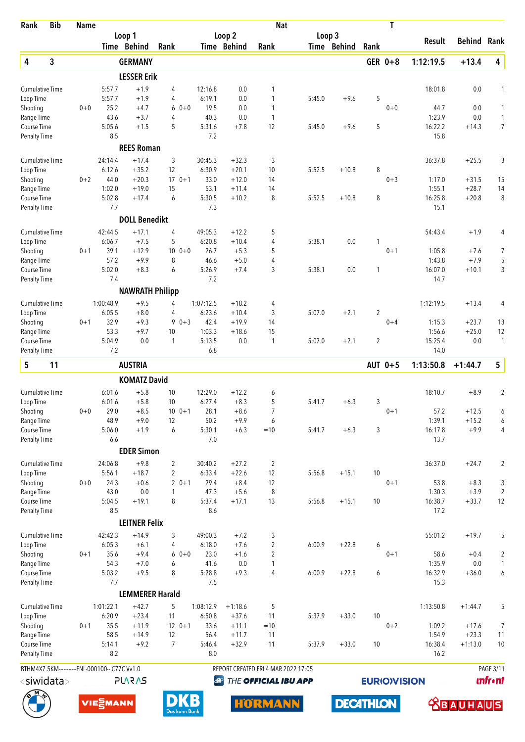| Rank | Bib | Name | Loop 1 Time | Loop 1 Behind | Loop 1 Rank | Loop 2 Time | Loop 2 Behind | Loop 2 Rank | Loop 3 Time | Loop 3 Behind | Loop 3 Rank | Nat T | Result | Behind | Rank |
|---|---|---|---|---|---|---|---|---|---|---|---|---|---|---|---|
| **4** | **3** | **GERMANY** | | | | | | | | | | **GER 0+8** | **1:12:19.5** | **+13.4** | **4** |

**LESSER Erik**

| | | Loop 1 Time | Loop 1 Behind | Loop 1 Rank | | Loop 2 Time | Loop 2 Behind | Loop 2 Rank | Loop 3 Time | Loop 3 Behind | Loop 3 Rank | | Result | Behind | Rank |
|---|---|---|---|---|---|---|---|---|---|---|---|---|---|---|---|
| Cumulative Time | | 5:57.7 | +1.9 | 4 | | 12:16.8 | 0.0 | 1 | | | | | 18:01.8 | 0.0 | 1 |
| Loop Time | | 5:57.7 | +1.9 | 4 | | 6:19.1 | 0.0 | 1 | 5:45.0 | +9.6 | 5 | | | | |
| Shooting | 0+0 | 25.2 | +4.7 | 6 | 0+0 | 19.5 | 0.0 | 1 | | | | 0+0 | 44.7 | 0.0 | 1 |
| Range Time | | 43.6 | +3.7 | 4 | | 40.3 | 0.0 | 1 | | | | | 1:23.9 | 0.0 | 1 |
| Course Time | | 5:05.6 | +1.5 | 5 | | 5:31.6 | +7.8 | 12 | 5:45.0 | +9.6 | 5 | | 16:22.2 | +14.3 | 7 |
| Penalty Time | | 8.5 | | | | 7.2 | | | | | | | 15.8 | | |

**REES Roman**

| | | Loop 1 Time | Loop 1 Behind | Loop 1 Rank | | Loop 2 Time | Loop 2 Behind | Loop 2 Rank | Loop 3 Time | Loop 3 Behind | Loop 3 Rank | | Result | Behind | Rank |
|---|---|---|---|---|---|---|---|---|---|---|---|---|---|---|---|
| Cumulative Time | | 24:14.4 | +17.4 | 3 | | 30:45.3 | +32.3 | 3 | | | | | 36:37.8 | +25.5 | 3 |
| Loop Time | | 6:12.6 | +35.2 | 12 | | 6:30.9 | +20.1 | 10 | 5:52.5 | +10.8 | 8 | | | | |
| Shooting | 0+2 | 44.0 | +20.3 | 17 | 0+1 | 33.0 | +12.0 | 14 | | | | 0+3 | 1:17.0 | +31.5 | 15 |
| Range Time | | 1:02.0 | +19.0 | 15 | | 53.1 | +11.4 | 14 | | | | | 1:55.1 | +28.7 | 14 |
| Course Time | | 5:02.8 | +17.4 | 6 | | 5:30.5 | +10.2 | 8 | 5:52.5 | +10.8 | 8 | | 16:25.8 | +20.8 | 8 |
| Penalty Time | | 7.7 | | | | 7.3 | | | | | | | 15.1 | | |

**DOLL Benedikt**

| | | Loop 1 Time | Loop 1 Behind | Loop 1 Rank | | Loop 2 Time | Loop 2 Behind | Loop 2 Rank | Loop 3 Time | Loop 3 Behind | Loop 3 Rank | | Result | Behind | Rank |
|---|---|---|---|---|---|---|---|---|---|---|---|---|---|---|---|
| Cumulative Time | | 42:44.5 | +17.1 | 4 | | 49:05.3 | +12.2 | 5 | | | | | 54:43.4 | +1.9 | 4 |
| Loop Time | | 6:06.7 | +7.5 | 5 | | 6:20.8 | +10.4 | 4 | 5:38.1 | 0.0 | 1 | | | | |
| Shooting | 0+1 | 39.1 | +12.9 | 10 | 0+0 | 26.7 | +5.3 | 5 | | | | 0+1 | 1:05.8 | +7.6 | 7 |
| Range Time | | 57.2 | +9.9 | 8 | | 46.6 | +5.0 | 4 | | | | | 1:43.8 | +7.9 | 5 |
| Course Time | | 5:02.0 | +8.3 | 6 | | 5:26.9 | +7.4 | 3 | 5:38.1 | 0.0 | 1 | | 16:07.0 | +10.1 | 3 |
| Penalty Time | | 7.4 | | | | 7.2 | | | | | | | 14.7 | | |

**NAWRATH Philipp**

| | | Loop 1 Time | Loop 1 Behind | Loop 1 Rank | | Loop 2 Time | Loop 2 Behind | Loop 2 Rank | Loop 3 Time | Loop 3 Behind | Loop 3 Rank | | Result | Behind | Rank |
|---|---|---|---|---|---|---|---|---|---|---|---|---|---|---|---|
| Cumulative Time | | 1:00:48.9 | +9.5 | 4 | | 1:07:12.5 | +18.2 | 4 | | | | | 1:12:19.5 | +13.4 | 4 |
| Loop Time | | 6:05.5 | +8.0 | 4 | | 6:23.6 | +10.4 | 3 | 5:07.0 | +2.1 | 2 | | | | |
| Shooting | 0+1 | 32.9 | +9.3 | 9 | 0+3 | 42.4 | +19.9 | 14 | | | | 0+4 | 1:15.3 | +23.7 | 13 |
| Range Time | | 53.3 | +9.7 | 10 | | 1:03.3 | +18.6 | 15 | | | | | 1:56.6 | +25.0 | 12 |
| Course Time | | 5:04.9 | 0.0 | 1 | | 5:13.5 | 0.0 | 1 | 5:07.0 | +2.1 | 2 | | 15:25.4 | 0.0 | 1 |
| Penalty Time | | 7.2 | | | | 6.8 | | | | | | | 14.0 | | |

| Rank | Bib | Name | | | | | | | | | | Nat T | Result | Behind | Rank |
|---|---|---|---|---|---|---|---|---|---|---|---|---|---|---|---|
| **5** | **11** | **AUSTRIA** | | | | | | | | | | **AUT 0+5** | **1:13:50.8** | **+1:44.7** | **5** |

**KOMATZ David**

| | | Loop 1 Time | Loop 1 Behind | Loop 1 Rank | | Loop 2 Time | Loop 2 Behind | Loop 2 Rank | Loop 3 Time | Loop 3 Behind | Loop 3 Rank | | Result | Behind | Rank |
|---|---|---|---|---|---|---|---|---|---|---|---|---|---|---|---|
| Cumulative Time | | 6:01.6 | +5.8 | 10 | | 12:29.0 | +12.2 | 6 | | | | | 18:10.7 | +8.9 | 2 |
| Loop Time | | 6:01.6 | +5.8 | 10 | | 6:27.4 | +8.3 | 5 | 5:41.7 | +6.3 | 3 | | | | |
| Shooting | 0+0 | 29.0 | +8.5 | 10 | 0+1 | 28.1 | +8.6 | 7 | | | | 0+1 | 57.2 | +12.5 | 6 |
| Range Time | | 48.9 | +9.0 | 12 | | 50.2 | +9.9 | 6 | | | | | 1:39.1 | +15.2 | 6 |
| Course Time | | 5:06.0 | +1.9 | 6 | | 5:30.1 | +6.3 | =10 | 5:41.7 | +6.3 | 3 | | 16:17.8 | +9.9 | 4 |
| Penalty Time | | 6.6 | | | | 7.0 | | | | | | | 13.7 | | |

**EDER Simon**

| | | Loop 1 Time | Loop 1 Behind | Loop 1 Rank | | Loop 2 Time | Loop 2 Behind | Loop 2 Rank | Loop 3 Time | Loop 3 Behind | Loop 3 Rank | | Result | Behind | Rank |
|---|---|---|---|---|---|---|---|---|---|---|---|---|---|---|---|
| Cumulative Time | | 24:06.8 | +9.8 | 2 | | 30:40.2 | +27.2 | 2 | | | | | 36:37.0 | +24.7 | 2 |
| Loop Time | | 5:56.1 | +18.7 | 2 | | 6:33.4 | +22.6 | 12 | 5:56.8 | +15.1 | 10 | | | | |
| Shooting | 0+0 | 24.3 | +0.6 | 2 | 0+1 | 29.4 | +8.4 | 12 | | | | 0+1 | 53.8 | +8.3 | 3 |
| Range Time | | 43.0 | 0.0 | 1 | | 47.3 | +5.6 | 8 | | | | | 1:30.3 | +3.9 | 2 |
| Course Time | | 5:04.5 | +19.1 | 8 | | 5:37.4 | +17.1 | 13 | 5:56.8 | +15.1 | 10 | | 16:38.7 | +33.7 | 12 |
| Penalty Time | | 8.5 | | | | 8.6 | | | | | | | 17.2 | | |

**LEITNER Felix**

| | | Loop 1 Time | Loop 1 Behind | Loop 1 Rank | | Loop 2 Time | Loop 2 Behind | Loop 2 Rank | Loop 3 Time | Loop 3 Behind | Loop 3 Rank | | Result | Behind | Rank |
|---|---|---|---|---|---|---|---|---|---|---|---|---|---|---|---|
| Cumulative Time | | 42:42.3 | +14.9 | 3 | | 49:00.3 | +7.2 | 3 | | | | | 55:01.2 | +19.7 | 5 |
| Loop Time | | 6:05.3 | +6.1 | 4 | | 6:18.0 | +7.6 | 2 | 6:00.9 | +22.8 | 6 | | | | |
| Shooting | 0+1 | 35.6 | +9.4 | 6 | 0+0 | 23.0 | +1.6 | 2 | | | | 0+1 | 58.6 | +0.4 | 2 |
| Range Time | | 54.3 | +7.0 | 6 | | 41.6 | 0.0 | 1 | | | | | 1:35.9 | 0.0 | 1 |
| Course Time | | 5:03.2 | +9.5 | 8 | | 5:28.8 | +9.3 | 4 | 6:00.9 | +22.8 | 6 | | 16:32.9 | +36.0 | 6 |
| Penalty Time | | 7.7 | | | | 7.5 | | | | | | | 15.3 | | |

**LEMMERER Harald**

| | | Loop 1 Time | Loop 1 Behind | Loop 1 Rank | | Loop 2 Time | Loop 2 Behind | Loop 2 Rank | Loop 3 Time | Loop 3 Behind | Loop 3 Rank | | Result | Behind | Rank |
|---|---|---|---|---|---|---|---|---|---|---|---|---|---|---|---|
| Cumulative Time | | 1:01:22.1 | +42.7 | 5 | | 1:08:12.9 | +1:18.6 | 5 | | | | | 1:13:50.8 | +1:44.7 | 5 |
| Loop Time | | 6:20.9 | +23.4 | 11 | | 6:50.8 | +37.6 | 11 | 5:37.9 | +33.0 | 10 | | | | |
| Shooting | 0+1 | 35.5 | +11.9 | 12 | 0+1 | 33.6 | +11.1 | =10 | | | | 0+2 | 1:09.2 | +17.6 | 7 |
| Range Time | | 58.5 | +14.9 | 12 | | 56.4 | +11.7 | 11 | | | | | 1:54.9 | +23.3 | 11 |
| Course Time | | 5:14.1 | +9.2 | 7 | | 5:46.4 | +32.9 | 11 | 5:37.9 | +33.0 | 10 | | 16:38.4 | +1:13.0 | 10 |
| Penalty Time | | 8.2 | | | | 8.0 | | | | | | | 16.2 | | |

BTHM4X7.5KM----------FNL-000100-- C77C Vv1.0. REPORT CREATED FRI 4 MAR 2022 17:05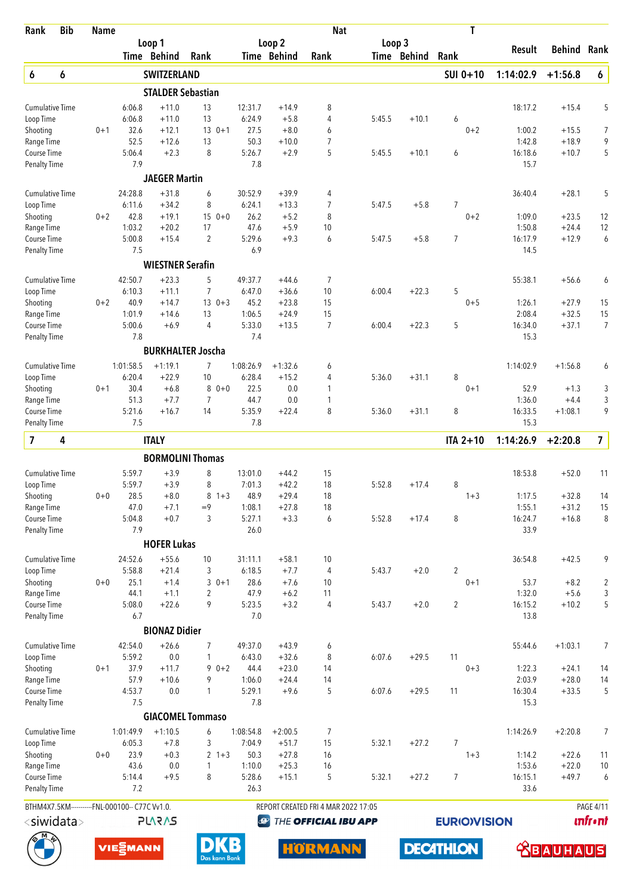| Rank | Bib | Name | | | | Nat | | | | T | | | |
|---|---|---|---|---|---|---|---|---|---|---|---|---|---|
| | | Loop 1 Time | Behind | Rank | Loop 2 Time | Behind | Rank | Loop 3 Time | Behind | Rank | Result | Behind | Rank |
| **6** | **6** | **SWITZERLAND** | | | | | | | | **SUI 0+10** | **1:14:02.9** | **+1:56.8** | **6** |

**STALDER Sebastian**

| | | Loop 1 Time | Behind | Rank | | Loop 2 Time | Behind | Rank | Loop 3 Time | Behind | Rank | | Result | Behind | Rank |
|---|---|---|---|---|---|---|---|---|---|---|---|---|---|---|---|
| Cumulative Time | | 6:06.8 | +11.0 | 13 | | 12:31.7 | +14.9 | 8 | | | | | 18:17.2 | +15.4 | 5 |
| Loop Time | | 6:06.8 | +11.0 | 13 | | 6:24.9 | +5.8 | 4 | 5:45.5 | +10.1 | 6 | | | | |
| Shooting | 0+1 | 32.6 | +12.1 | 13 | 0+1 | 27.5 | +8.0 | 6 | | | | 0+2 | 1:00.2 | +15.5 | 7 |
| Range Time | | 52.5 | +12.6 | 13 | | 50.3 | +10.0 | 7 | | | | | 1:42.8 | +18.9 | 9 |
| Course Time | | 5:06.4 | +2.3 | 8 | | 5:26.7 | +2.9 | 5 | 5:45.5 | +10.1 | 6 | | 16:18.6 | +10.7 | 5 |
| Penalty Time | | 7.9 | | | | 7.8 | | | | | | | 15.7 | | |

**JAEGER Martin**

| | | Loop 1 Time | Behind | Rank | | Loop 2 Time | Behind | Rank | Loop 3 Time | Behind | Rank | | Result | Behind | Rank |
|---|---|---|---|---|---|---|---|---|---|---|---|---|---|---|---|
| Cumulative Time | | 24:28.8 | +31.8 | 6 | | 30:52.9 | +39.9 | 4 | | | | | 36:40.4 | +28.1 | 5 |
| Loop Time | | 6:11.6 | +34.2 | 8 | | 6:24.1 | +13.3 | 7 | 5:47.5 | +5.8 | 7 | | | | |
| Shooting | 0+2 | 42.8 | +19.1 | 15 | 0+0 | 26.2 | +5.2 | 8 | | | | 0+2 | 1:09.0 | +23.5 | 12 |
| Range Time | | 1:03.2 | +20.2 | 17 | | 47.6 | +5.9 | 10 | | | | | 1:50.8 | +24.4 | 12 |
| Course Time | | 5:00.8 | +15.4 | 2 | | 5:29.6 | +9.3 | 6 | 5:47.5 | +5.8 | 7 | | 16:17.9 | +12.9 | 6 |
| Penalty Time | | 7.5 | | | | 6.9 | | | | | | | 14.5 | | |

**WIESTNER Serafin**

| | | Loop 1 Time | Behind | Rank | | Loop 2 Time | Behind | Rank | Loop 3 Time | Behind | Rank | | Result | Behind | Rank |
|---|---|---|---|---|---|---|---|---|---|---|---|---|---|---|---|
| Cumulative Time | | 42:50.7 | +23.3 | 5 | | 49:37.7 | +44.6 | 7 | | | | | 55:38.1 | +56.6 | 6 |
| Loop Time | | 6:10.3 | +11.1 | 7 | | 6:47.0 | +36.6 | 10 | 6:00.4 | +22.3 | 5 | | | | |
| Shooting | 0+2 | 40.9 | +14.7 | 13 | 0+3 | 45.2 | +23.8 | 15 | | | | 0+5 | 1:26.1 | +27.9 | 15 |
| Range Time | | 1:01.9 | +14.6 | 13 | | 1:06.5 | +24.9 | 15 | | | | | 2:08.4 | +32.5 | 15 |
| Course Time | | 5:00.6 | +6.9 | 4 | | 5:33.0 | +13.5 | 7 | 6:00.4 | +22.3 | 5 | | 16:34.0 | +37.1 | 7 |
| Penalty Time | | 7.8 | | | | 7.4 | | | | | | | 15.3 | | |

**BURKHALTER Joscha**

| | | Loop 1 Time | Behind | Rank | | Loop 2 Time | Behind | Rank | Loop 3 Time | Behind | Rank | | Result | Behind | Rank |
|---|---|---|---|---|---|---|---|---|---|---|---|---|---|---|---|
| Cumulative Time | | 1:01:58.5 | +1:19.1 | 7 | | 1:08:26.9 | +1:32.6 | 6 | | | | | 1:14:02.9 | +1:56.8 | 6 |
| Loop Time | | 6:20.4 | +22.9 | 10 | | 6:28.4 | +15.2 | 4 | 5:36.0 | +31.1 | 8 | | | | |
| Shooting | 0+1 | 30.4 | +6.8 | 8 | 0+0 | 22.5 | 0.0 | 1 | | | | 0+1 | 52.9 | +1.3 | 3 |
| Range Time | | 51.3 | +7.7 | 7 | | 44.7 | 0.0 | 1 | | | | | 1:36.0 | +4.4 | 3 |
| Course Time | | 5:21.6 | +16.7 | 14 | | 5:35.9 | +22.4 | 8 | 5:36.0 | +31.1 | 8 | | 16:33.5 | +1:08.1 | 9 |
| Penalty Time | | 7.5 | | | | 7.8 | | | | | | | 15.3 | | |

| Rank | Bib | Name | | | | Result | Behind | Rank |
|---|---|---|---|---|---|---|---|---|
| **7** | **4** | **ITALY** | | | **ITA 2+10** | **1:14:26.9** | **+2:20.8** | **7** |

**BORMOLINI Thomas**

| | | Loop 1 Time | Behind | Rank | | Loop 2 Time | Behind | Rank | Loop 3 Time | Behind | Rank | | Result | Behind | Rank |
|---|---|---|---|---|---|---|---|---|---|---|---|---|---|---|---|
| Cumulative Time | | 5:59.7 | +3.9 | 8 | | 13:01.0 | +44.2 | 15 | | | | | 18:53.8 | +52.0 | 11 |
| Loop Time | | 5:59.7 | +3.9 | 8 | | 7:01.3 | +42.2 | 18 | 5:52.8 | +17.4 | 8 | | | | |
| Shooting | 0+0 | 28.5 | +8.0 | 8 | 1+3 | 48.9 | +29.4 | 18 | | | | 1+3 | 1:17.5 | +32.8 | 14 |
| Range Time | | 47.0 | +7.1 | =9 | | 1:08.1 | +27.8 | 18 | | | | | 1:55.1 | +31.2 | 15 |
| Course Time | | 5:04.8 | +0.7 | 3 | | 5:27.1 | +3.3 | 6 | 5:52.8 | +17.4 | 8 | | 16:24.7 | +16.8 | 8 |
| Penalty Time | | 7.9 | | | | 26.0 | | | | | | | 33.9 | | |

**HOFER Lukas**

| | | Loop 1 Time | Behind | Rank | | Loop 2 Time | Behind | Rank | Loop 3 Time | Behind | Rank | | Result | Behind | Rank |
|---|---|---|---|---|---|---|---|---|---|---|---|---|---|---|---|
| Cumulative Time | | 24:52.6 | +55.6 | 10 | | 31:11.1 | +58.1 | 10 | | | | | 36:54.8 | +42.5 | 9 |
| Loop Time | | 5:58.8 | +21.4 | 3 | | 6:18.5 | +7.7 | 4 | 5:43.7 | +2.0 | 2 | | | | |
| Shooting | 0+0 | 25.1 | +1.4 | 3 | 0+1 | 28.6 | +7.6 | 10 | | | | 0+1 | 53.7 | +8.2 | 2 |
| Range Time | | 44.1 | +1.1 | 2 | | 47.9 | +6.2 | 11 | | | | | 1:32.0 | +5.6 | 3 |
| Course Time | | 5:08.0 | +22.6 | 9 | | 5:23.5 | +3.2 | 4 | 5:43.7 | +2.0 | 2 | | 16:15.2 | +10.2 | 5 |
| Penalty Time | | 6.7 | | | | 7.0 | | | | | | | 13.8 | | |

**BIONAZ Didier**

| | | Loop 1 Time | Behind | Rank | | Loop 2 Time | Behind | Rank | Loop 3 Time | Behind | Rank | | Result | Behind | Rank |
|---|---|---|---|---|---|---|---|---|---|---|---|---|---|---|---|
| Cumulative Time | | 42:54.0 | +26.6 | 7 | | 49:37.0 | +43.9 | 6 | | | | | 55:44.6 | +1:03.1 | 7 |
| Loop Time | | 5:59.2 | 0.0 | 1 | | 6:43.0 | +32.6 | 8 | 6:07.6 | +29.5 | 11 | | | | |
| Shooting | 0+1 | 37.9 | +11.7 | 9 | 0+2 | 44.4 | +23.0 | 14 | | | | 0+3 | 1:22.3 | +24.1 | 14 |
| Range Time | | 57.9 | +10.6 | 9 | | 1:06.0 | +24.4 | 14 | | | | | 2:03.9 | +28.0 | 14 |
| Course Time | | 4:53.7 | 0.0 | 1 | | 5:29.1 | +9.6 | 5 | 6:07.6 | +29.5 | 11 | | 16:30.4 | +33.5 | 5 |
| Penalty Time | | 7.5 | | | | 7.8 | | | | | | | 15.3 | | |

**GIACOMEL Tommaso**

| | | Loop 1 Time | Behind | Rank | | Loop 2 Time | Behind | Rank | Loop 3 Time | Behind | Rank | | Result | Behind | Rank |
|---|---|---|---|---|---|---|---|---|---|---|---|---|---|---|---|
| Cumulative Time | | 1:01:49.9 | +1:10.5 | 6 | | 1:08:54.8 | +2:00.5 | 7 | | | | | 1:14:26.9 | +2:20.8 | 7 |
| Loop Time | | 6:05.3 | +7.8 | 3 | | 7:04.9 | +51.7 | 15 | 5:32.1 | +27.2 | 7 | | | | |
| Shooting | 0+0 | 23.9 | +0.3 | 2 | 1+3 | 50.3 | +27.8 | 16 | | | | 1+3 | 1:14.2 | +22.6 | 11 |
| Range Time | | 43.6 | 0.0 | 1 | | 1:10.0 | +25.3 | 16 | | | | | 1:53.6 | +22.0 | 10 |
| Course Time | | 5:14.4 | +9.5 | 8 | | 5:28.6 | +15.1 | 5 | 5:32.1 | +27.2 | 7 | | 16:15.1 | +49.7 | 6 |
| Penalty Time | | 7.2 | | | | 26.3 | | | | | | | 33.6 | | |

BTHM4X7.5KM----------FNL-000100-- C77C Vv1.0. REPORT CREATED FRI 4 MAR 2022 17:05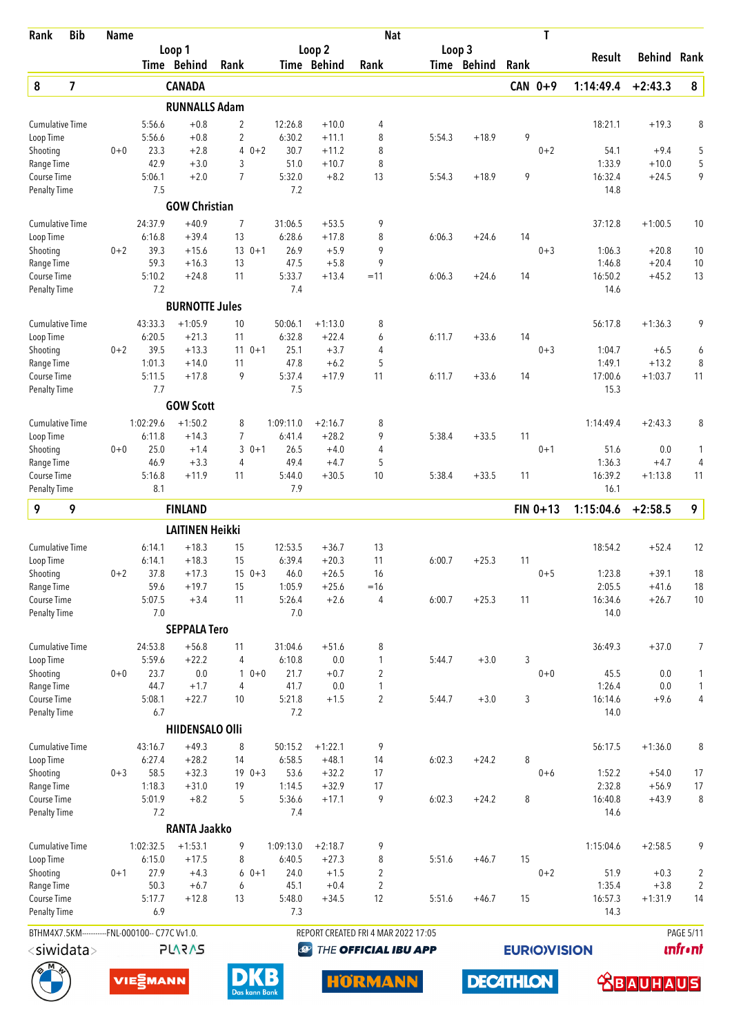| Rank | Bib | Name | Loop 1 Time | Loop 1 Behind | Loop 1 Rank | | Loop 2 Time | Loop 2 Behind | Loop 2 Rank | Nat | Loop 3 Time | Loop 3 Behind | Loop 3 Rank | T | Result | Behind | Rank |
|---|---|---|---|---|---|---|---|---|---|---|---|---|---|---|---|---|---|
| **8** | **7** | **CANADA** | | | | | | | | | | | | **CAN 0+9** | **1:14:49.4** | **+2:43.3** | **8** |
| | | **RUNNALLS Adam** | | | | | | | | | | | | | | | |
| Cumulative Time | | | 5:56.6 | +0.8 | 2 | | 12:26.8 | +10.0 | 4 | | | | | | 18:21.1 | +19.3 | 8 |
| Loop Time | | | 5:56.6 | +0.8 | 2 | | 6:30.2 | +11.1 | 8 | | 5:54.3 | +18.9 | 9 | | | | |
| Shooting | | 0+0 | 23.3 | +2.8 | 4 | 0+2 | 30.7 | +11.2 | 8 | | | | | 0+2 | 54.1 | +9.4 | 5 |
| Range Time | | | 42.9 | +3.0 | 3 | | 51.0 | +10.7 | 8 | | | | | | 1:33.9 | +10.0 | 5 |
| Course Time | | | 5:06.1 | +2.0 | 7 | | 5:32.0 | +8.2 | 13 | | 5:54.3 | +18.9 | 9 | | 16:32.4 | +24.5 | 9 |
| Penalty Time | | | 7.5 | | | | 7.2 | | | | | | | | 14.8 | | |
| | | **GOW Christian** | | | | | | | | | | | | | | | |
| Cumulative Time | | | 24:37.9 | +40.9 | 7 | | 31:06.5 | +53.5 | 9 | | | | | | 37:12.8 | +1:00.5 | 10 |
| Loop Time | | | 6:16.8 | +39.4 | 13 | | 6:28.6 | +17.8 | 8 | | 6:06.3 | +24.6 | 14 | | | | |
| Shooting | | 0+2 | 39.3 | +15.6 | 13 | 0+1 | 26.9 | +5.9 | 9 | | | | | 0+3 | 1:06.3 | +20.8 | 10 |
| Range Time | | | 59.3 | +16.3 | 13 | | 47.5 | +5.8 | 9 | | | | | | 1:46.8 | +20.4 | 10 |
| Course Time | | | 5:10.2 | +24.8 | 11 | | 5:33.7 | +13.4 | =11 | | 6:06.3 | +24.6 | 14 | | 16:50.2 | +45.2 | 13 |
| Penalty Time | | | 7.2 | | | | 7.4 | | | | | | | | 14.6 | | |
| | | **BURNOTTE Jules** | | | | | | | | | | | | | | | |
| Cumulative Time | | | 43:33.3 | +1:05.9 | 10 | | 50:06.1 | +1:13.0 | 8 | | | | | | 56:17.8 | +1:36.3 | 9 |
| Loop Time | | | 6:20.5 | +21.3 | 11 | | 6:32.8 | +22.4 | 6 | | 6:11.7 | +33.6 | 14 | | | | |
| Shooting | | 0+2 | 39.5 | +13.3 | 11 | 0+1 | 25.1 | +3.7 | 4 | | | | | 0+3 | 1:04.7 | +6.5 | 6 |
| Range Time | | | 1:01.3 | +14.0 | 11 | | 47.8 | +6.2 | 5 | | | | | | 1:49.1 | +13.2 | 8 |
| Course Time | | | 5:11.5 | +17.8 | 9 | | 5:37.4 | +17.9 | 11 | | 6:11.7 | +33.6 | 14 | | 17:00.6 | +1:03.7 | 11 |
| Penalty Time | | | 7.7 | | | | 7.5 | | | | | | | | 15.3 | | |
| | | **GOW Scott** | | | | | | | | | | | | | | | |
| Cumulative Time | | | 1:02:29.6 | +1:50.2 | 8 | | 1:09:11.0 | +2:16.7 | 8 | | | | | | 1:14:49.4 | +2:43.3 | 8 |
| Loop Time | | | 6:11.8 | +14.3 | 7 | | 6:41.4 | +28.2 | 9 | | 5:38.4 | +33.5 | 11 | | | | |
| Shooting | | 0+0 | 25.0 | +1.4 | 3 | 0+1 | 26.5 | +4.0 | 4 | | | | | 0+1 | 51.6 | 0.0 | 1 |
| Range Time | | | 46.9 | +3.3 | 4 | | 49.4 | +4.7 | 5 | | | | | | 1:36.3 | +4.7 | 4 |
| Course Time | | | 5:16.8 | +11.9 | 11 | | 5:44.0 | +30.5 | 10 | | 5:38.4 | +33.5 | 11 | | 16:39.2 | +1:13.8 | 11 |
| Penalty Time | | | 8.1 | | | | 7.9 | | | | | | | | 16.1 | | |
| **9** | **9** | **FINLAND** | | | | | | | | | | | | **FIN 0+13** | **1:15:04.6** | **+2:58.5** | **9** |
| | | **LAITINEN Heikki** | | | | | | | | | | | | | | | |
| Cumulative Time | | | 6:14.1 | +18.3 | 15 | | 12:53.5 | +36.7 | 13 | | | | | | 18:54.2 | +52.4 | 12 |
| Loop Time | | | 6:14.1 | +18.3 | 15 | | 6:39.4 | +20.3 | 11 | | 6:00.7 | +25.3 | 11 | | | | |
| Shooting | | 0+2 | 37.8 | +17.3 | 15 | 0+3 | 46.0 | +26.5 | 16 | | | | | 0+5 | 1:23.8 | +39.1 | 18 |
| Range Time | | | 59.6 | +19.7 | 15 | | 1:05.9 | +25.6 | =16 | | | | | | 2:05.5 | +41.6 | 18 |
| Course Time | | | 5:07.5 | +3.4 | 11 | | 5:26.4 | +2.6 | 4 | | 6:00.7 | +25.3 | 11 | | 16:34.6 | +26.7 | 10 |
| Penalty Time | | | 7.0 | | | | 7.0 | | | | | | | | 14.0 | | |
| | | **SEPPALA Tero** | | | | | | | | | | | | | | | |
| Cumulative Time | | | 24:53.8 | +56.8 | 11 | | 31:04.6 | +51.6 | 8 | | | | | | 36:49.3 | +37.0 | 7 |
| Loop Time | | | 5:59.6 | +22.2 | 4 | | 6:10.8 | 0.0 | 1 | | 5:44.7 | +3.0 | 3 | | | | |
| Shooting | | 0+0 | 23.7 | 0.0 | 1 | 0+0 | 21.7 | +0.7 | 2 | | | | | 0+0 | 45.5 | 0.0 | 1 |
| Range Time | | | 44.7 | +1.7 | 4 | | 41.7 | 0.0 | 1 | | | | | | 1:26.4 | 0.0 | 1 |
| Course Time | | | 5:08.1 | +22.7 | 10 | | 5:21.8 | +1.5 | 2 | | 5:44.7 | +3.0 | 3 | | 16:14.6 | +9.6 | 4 |
| Penalty Time | | | 6.7 | | | | 7.2 | | | | | | | | 14.0 | | |
| | | **HIIDENSALO Olli** | | | | | | | | | | | | | | | |
| Cumulative Time | | | 43:16.7 | +49.3 | 8 | | 50:15.2 | +1:22.1 | 9 | | | | | | 56:17.5 | +1:36.0 | 8 |
| Loop Time | | | 6:27.4 | +28.2 | 14 | | 6:58.5 | +48.1 | 14 | | 6:02.3 | +24.2 | 8 | | | | |
| Shooting | | 0+3 | 58.5 | +32.3 | 19 | 0+3 | 53.6 | +32.2 | 17 | | | | | 0+6 | 1:52.2 | +54.0 | 17 |
| Range Time | | | 1:18.3 | +31.0 | 19 | | 1:14.5 | +32.9 | 17 | | | | | | 2:32.8 | +56.9 | 17 |
| Course Time | | | 5:01.9 | +8.2 | 5 | | 5:36.6 | +17.1 | 9 | | 6:02.3 | +24.2 | 8 | | 16:40.8 | +43.9 | 8 |
| Penalty Time | | | 7.2 | | | | 7.4 | | | | | | | | 14.6 | | |
| | | **RANTA Jaakko** | | | | | | | | | | | | | | | |
| Cumulative Time | | | 1:02:32.5 | +1:53.1 | 9 | | 1:09:13.0 | +2:18.7 | 9 | | | | | | 1:15:04.6 | +2:58.5 | 9 |
| Loop Time | | | 6:15.0 | +17.5 | 8 | | 6:40.5 | +27.3 | 8 | | 5:51.6 | +46.7 | 15 | | | | |
| Shooting | | 0+1 | 27.9 | +4.3 | 6 | 0+1 | 24.0 | +1.5 | 2 | | | | | 0+2 | 51.9 | +0.3 | 2 |
| Range Time | | | 50.3 | +6.7 | 6 | | 45.1 | +0.4 | 2 | | | | | | 1:35.4 | +3.8 | 2 |
| Course Time | | | 5:17.7 | +12.8 | 13 | | 5:48.0 | +34.5 | 12 | | 5:51.6 | +46.7 | 15 | | 16:57.3 | +1:31.9 | 14 |
| Penalty Time | | | 6.9 | | | | 7.3 | | | | | | | | 14.3 | | |

BTHM4X7.5KM-----------FNL-000100-- C77C Vv1.0. REPORT CREATED FRI 4 MAR 2022 17:05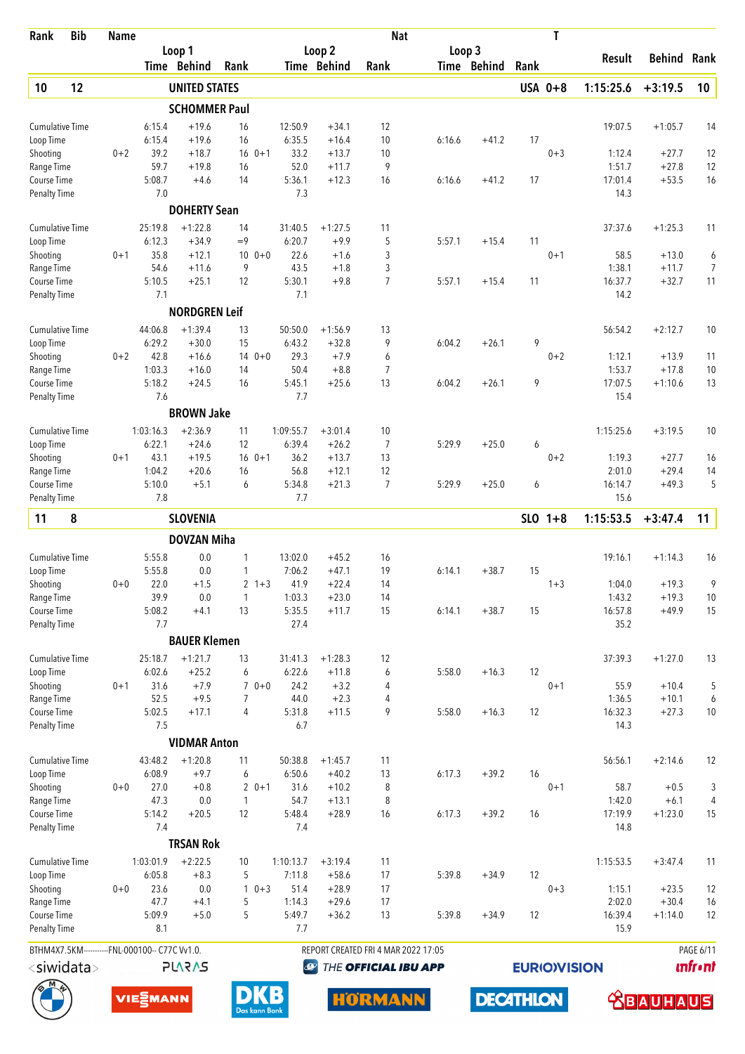| Rank | Bib | Name | Loop 1 Time | Loop 1 Behind | Loop 1 Rank | Loop 2 Time | Loop 2 Behind | Loop 2 Rank | Loop 3 Time | Loop 3 Behind | Loop 3 Rank | T | Result | Behind | Rank |
|---|---|---|---|---|---|---|---|---|---|---|---|---|---|---|---|
| **10** | **12** | **UNITED STATES** | | | | | | | | | | **USA 0+8** | **1:15:25.6** | **+3:19.5** | **10** |
| | | **SCHOMMER Paul** | | | | | | | | | | | | | |
| Cumulative Time | | | 6:15.4 | +19.6 | 16 | 12:50.9 | +34.1 | 12 | | | | | 19:07.5 | +1:05.7 | 14 |
| Loop Time | | | 6:15.4 | +19.6 | 16 | 6:35.5 | +16.4 | 10 | 6:16.6 | +41.2 | 17 | | | | |
| Shooting | | 0+2 | 39.2 | +18.7 | 16 0+1 | 33.2 | +13.7 | 10 | | | | 0+3 | 1:12.4 | +27.7 | 12 |
| Range Time | | | 59.7 | +19.8 | 16 | 52.0 | +11.7 | 9 | | | | | 1:51.7 | +27.8 | 12 |
| Course Time | | | 5:08.7 | +4.6 | 14 | 5:36.1 | +12.3 | 16 | 6:16.6 | +41.2 | 17 | | 17:01.4 | +53.5 | 16 |
| Penalty Time | | | 7.0 | | | 7.3 | | | | | | | 14.3 | | |
| | | **DOHERTY Sean** | | | | | | | | | | | | | |
| Cumulative Time | | | 25:19.8 | +1:22.8 | 14 | 31:40.5 | +1:27.5 | 11 | | | | | 37:37.6 | +1:25.3 | 11 |
| Loop Time | | | 6:12.3 | +34.9 | =9 | 6:20.7 | +9.9 | 5 | 5:57.1 | +15.4 | 11 | | | | |
| Shooting | | 0+1 | 35.8 | +12.1 | 10 0+0 | 22.6 | +1.6 | 3 | | | | 0+1 | 58.5 | +13.0 | 6 |
| Range Time | | | 54.6 | +11.6 | 9 | 43.5 | +1.8 | 3 | | | | | 1:38.1 | +11.7 | 7 |
| Course Time | | | 5:10.5 | +25.1 | 12 | 5:30.1 | +9.8 | 7 | 5:57.1 | +15.4 | 11 | | 16:37.7 | +32.7 | 11 |
| Penalty Time | | | 7.1 | | | 7.1 | | | | | | | 14.2 | | |
| | | **NORDGREN Leif** | | | | | | | | | | | | | |
| Cumulative Time | | | 44:06.8 | +1:39.4 | 13 | 50:50.0 | +1:56.9 | 13 | | | | | 56:54.2 | +2:12.7 | 10 |
| Loop Time | | | 6:29.2 | +30.0 | 15 | 6:43.2 | +32.8 | 9 | 6:04.2 | +26.1 | 9 | | | | |
| Shooting | | 0+2 | 42.8 | +16.6 | 14 0+0 | 29.3 | +7.9 | 6 | | | | 0+2 | 1:12.1 | +13.9 | 11 |
| Range Time | | | 1:03.3 | +16.0 | 14 | 50.4 | +8.8 | 7 | | | | | 1:53.7 | +17.8 | 10 |
| Course Time | | | 5:18.2 | +24.5 | 16 | 5:45.1 | +25.6 | 13 | 6:04.2 | +26.1 | 9 | | 17:07.5 | +1:10.6 | 13 |
| Penalty Time | | | 7.6 | | | 7.7 | | | | | | | 15.4 | | |
| | | **BROWN Jake** | | | | | | | | | | | | | |
| Cumulative Time | | | 1:03:16.3 | +2:36.9 | 11 | 1:09:55.7 | +3:01.4 | 10 | | | | | 1:15:25.6 | +3:19.5 | 10 |
| Loop Time | | | 6:22.1 | +24.6 | 12 | 6:39.4 | +26.2 | 7 | 5:29.9 | +25.0 | 6 | | | | |
| Shooting | | 0+1 | 43.1 | +19.5 | 16 0+1 | 36.2 | +13.7 | 13 | | | | 0+2 | 1:19.3 | +27.7 | 16 |
| Range Time | | | 1:04.2 | +20.6 | 16 | 56.8 | +12.1 | 12 | | | | | 2:01.0 | +29.4 | 14 |
| Course Time | | | 5:10.0 | +5.1 | 6 | 5:34.8 | +21.3 | 7 | 5:29.9 | +25.0 | 6 | | 16:14.7 | +49.3 | 5 |
| Penalty Time | | | 7.8 | | | 7.7 | | | | | | | 15.6 | | |
| **11** | **8** | **SLOVENIA** | | | | | | | | | | **SLO 1+8** | **1:15:53.5** | **+3:47.4** | **11** |
| | | **DOVZAN Miha** | | | | | | | | | | | | | |
| Cumulative Time | | | 5:55.8 | 0.0 | 1 | 13:02.0 | +45.2 | 16 | | | | | 19:16.1 | +1:14.3 | 16 |
| Loop Time | | | 5:55.8 | 0.0 | 1 | 7:06.2 | +47.1 | 19 | 6:14.1 | +38.7 | 15 | | | | |
| Shooting | | 0+0 | 22.0 | +1.5 | 2 1+3 | 41.9 | +22.4 | 14 | | | | 1+3 | 1:04.0 | +19.3 | 9 |
| Range Time | | | 39.9 | 0.0 | 1 | 1:03.3 | +23.0 | 14 | | | | | 1:43.2 | +19.3 | 10 |
| Course Time | | | 5:08.2 | +4.1 | 13 | 5:35.5 | +11.7 | 15 | 6:14.1 | +38.7 | 15 | | 16:57.8 | +49.9 | 15 |
| Penalty Time | | | 7.7 | | | 27.4 | | | | | | | 35.2 | | |
| | | **BAUER Klemen** | | | | | | | | | | | | | |
| Cumulative Time | | | 25:18.7 | +1:21.7 | 13 | 31:41.3 | +1:28.3 | 12 | | | | | 37:39.3 | +1:27.0 | 13 |
| Loop Time | | | 6:02.6 | +25.2 | 6 | 6:22.6 | +11.8 | 6 | 5:58.0 | +16.3 | 12 | | | | |
| Shooting | | 0+1 | 31.6 | +7.9 | 7 0+0 | 24.2 | +3.2 | 4 | | | | 0+1 | 55.9 | +10.4 | 5 |
| Range Time | | | 52.5 | +9.5 | 7 | 44.0 | +2.3 | 4 | | | | | 1:36.5 | +10.1 | 6 |
| Course Time | | | 5:02.5 | +17.1 | 4 | 5:31.8 | +11.5 | 9 | 5:58.0 | +16.3 | 12 | | 16:32.3 | +27.3 | 10 |
| Penalty Time | | | 7.5 | | | 6.7 | | | | | | | 14.3 | | |
| | | **VIDMAR Anton** | | | | | | | | | | | | | |
| Cumulative Time | | | 43:48.2 | +1:20.8 | 11 | 50:38.8 | +1:45.7 | 11 | | | | | 56:56.1 | +2:14.6 | 12 |
| Loop Time | | | 6:08.9 | +9.7 | 6 | 6:50.6 | +40.2 | 13 | 6:17.3 | +39.2 | 16 | | | | |
| Shooting | | 0+0 | 27.0 | +0.8 | 2 0+1 | 31.6 | +10.2 | 8 | | | | 0+1 | 58.7 | +0.5 | 3 |
| Range Time | | | 47.3 | 0.0 | 1 | 54.7 | +13.1 | 8 | | | | | 1:42.0 | +6.1 | 4 |
| Course Time | | | 5:14.2 | +20.5 | 12 | 5:48.4 | +28.9 | 16 | 6:17.3 | +39.2 | 16 | | 17:19.9 | +1:23.0 | 15 |
| Penalty Time | | | 7.4 | | | 7.4 | | | | | | | 14.8 | | |
| | | **TRSAN Rok** | | | | | | | | | | | | | |
| Cumulative Time | | | 1:03:01.9 | +2:22.5 | 10 | 1:10:13.7 | +3:19.4 | 11 | | | | | 1:15:53.5 | +3:47.4 | 11 |
| Loop Time | | | 6:05.8 | +8.3 | 5 | 7:11.8 | +58.6 | 17 | 5:39.8 | +34.9 | 12 | | | | |
| Shooting | | 0+0 | 23.6 | 0.0 | 1 0+3 | 51.4 | +28.9 | 17 | | | | 0+3 | 1:15.1 | +23.5 | 12 |
| Range Time | | | 47.7 | +4.1 | 5 | 1:14.3 | +29.6 | 17 | | | | | 2:02.0 | +30.4 | 16 |
| Course Time | | | 5:09.9 | +5.0 | 5 | 5:49.7 | +36.2 | 13 | 5:39.8 | +34.9 | 12 | | 16:39.4 | +1:14.0 | 12 |
| Penalty Time | | | 8.1 | | | 7.7 | | | | | | | 15.9 | | |

BTHM4X7.5KM----------FNL-000100-- C77C Vv1.0. REPORT CREATED FRI 4 MAR 2022 17:05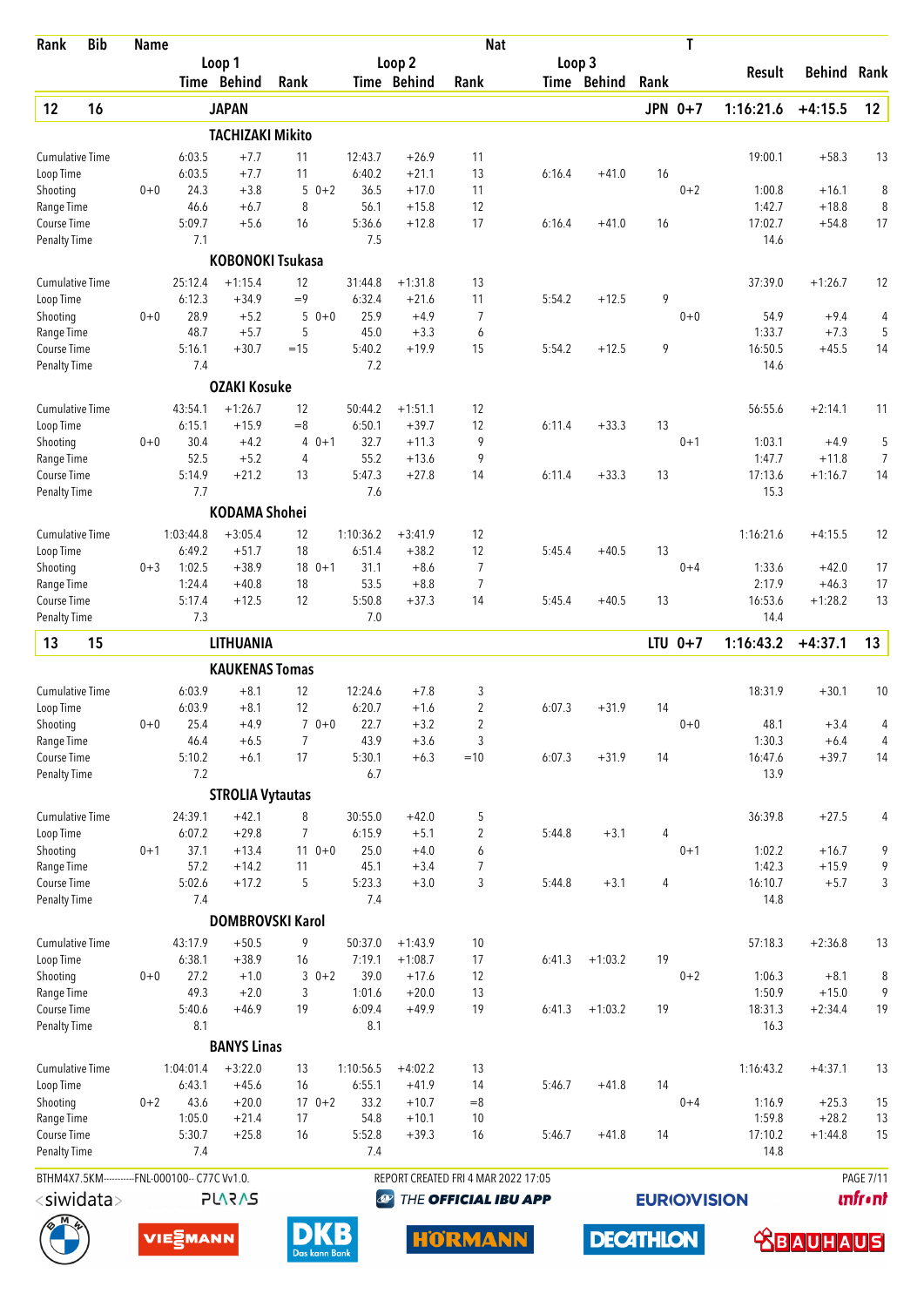| Rank | Bib | Name | Loop 1 Time | Loop 1 Behind | Loop 1 Rank | Loop 2 Time | Loop 2 Behind | Loop 2 Rank | Loop 3 Time | Loop 3 Behind | Loop 3 Rank | Nat / T | Result | Behind | Rank |
|---|---|---|---|---|---|---|---|---|---|---|---|---|---|---|---|
| **12** | **16** | **JAPAN** | | | | | | | | | | **JPN 0+7** | **1:16:21.6** | **+4:15.5** | **12** |

**TACHIZAKI Mikito**

| | | Time | Behind | Rank | | Time | Behind | Rank | Time | Behind | Rank | | Result | Behind | Rank |
|---|---|---|---|---|---|---|---|---|---|---|---|---|---|---|---|
| Cumulative Time | | 6:03.5 | +7.7 | 11 | | 12:43.7 | +26.9 | 11 | | | | | 19:00.1 | +58.3 | 13 |
| Loop Time | | 6:03.5 | +7.7 | 11 | | 6:40.2 | +21.1 | 13 | 6:16.4 | +41.0 | 16 | | | | |
| Shooting | 0+0 | 24.3 | +3.8 | 5 | 0+2 | 36.5 | +17.0 | 11 | | | | 0+2 | 1:00.8 | +16.1 | 8 |
| Range Time | | 46.6 | +6.7 | 8 | | 56.1 | +15.8 | 12 | | | | | 1:42.7 | +18.8 | 8 |
| Course Time | | 5:09.7 | +5.6 | 16 | | 5:36.6 | +12.8 | 17 | 6:16.4 | +41.0 | 16 | | 17:02.7 | +54.8 | 17 |
| Penalty Time | | 7.1 | | | | 7.5 | | | | | | | 14.6 | | |

**KOBONOKI Tsukasa**

| | | Time | Behind | Rank | | Time | Behind | Rank | Time | Behind | Rank | | Result | Behind | Rank |
|---|---|---|---|---|---|---|---|---|---|---|---|---|---|---|---|
| Cumulative Time | | 25:12.4 | +1:15.4 | 12 | | 31:44.8 | +1:31.8 | 13 | | | | | 37:39.0 | +1:26.7 | 12 |
| Loop Time | | 6:12.3 | +34.9 | =9 | | 6:32.4 | +21.6 | 11 | 5:54.2 | +12.5 | 9 | | | | |
| Shooting | 0+0 | 28.9 | +5.2 | 5 | 0+0 | 25.9 | +4.9 | 7 | | | | 0+0 | 54.9 | +9.4 | 4 |
| Range Time | | 48.7 | +5.7 | 5 | | 45.0 | +3.3 | 6 | | | | | 1:33.7 | +7.3 | 5 |
| Course Time | | 5:16.1 | +30.7 | =15 | | 5:40.2 | +19.9 | 15 | 5:54.2 | +12.5 | 9 | | 16:50.5 | +45.5 | 14 |
| Penalty Time | | 7.4 | | | | 7.2 | | | | | | | 14.6 | | |

**OZAKI Kosuke**

| | | Time | Behind | Rank | | Time | Behind | Rank | Time | Behind | Rank | | Result | Behind | Rank |
|---|---|---|---|---|---|---|---|---|---|---|---|---|---|---|---|
| Cumulative Time | | 43:54.1 | +1:26.7 | 12 | | 50:44.2 | +1:51.1 | 12 | | | | | 56:55.6 | +2:14.1 | 11 |
| Loop Time | | 6:15.1 | +15.9 | =8 | | 6:50.1 | +39.7 | 12 | 6:11.4 | +33.3 | 13 | | | | |
| Shooting | 0+0 | 30.4 | +4.2 | 4 | 0+1 | 32.7 | +11.3 | 9 | | | | 0+1 | 1:03.1 | +4.9 | 5 |
| Range Time | | 52.5 | +5.2 | 4 | | 55.2 | +13.6 | 9 | | | | | 1:47.7 | +11.8 | 7 |
| Course Time | | 5:14.9 | +21.2 | 13 | | 5:47.3 | +27.8 | 14 | 6:11.4 | +33.3 | 13 | | 17:13.6 | +1:16.7 | 14 |
| Penalty Time | | 7.7 | | | | 7.6 | | | | | | | 15.3 | | |

**KODAMA Shohei**

| | | Time | Behind | Rank | | Time | Behind | Rank | Time | Behind | Rank | | Result | Behind | Rank |
|---|---|---|---|---|---|---|---|---|---|---|---|---|---|---|---|
| Cumulative Time | | 1:03:44.8 | +3:05.4 | 12 | | 1:10:36.2 | +3:41.9 | 12 | | | | | 1:16:21.6 | +4:15.5 | 12 |
| Loop Time | | 6:49.2 | +51.7 | 18 | | 6:51.4 | +38.2 | 12 | 5:45.4 | +40.5 | 13 | | | | |
| Shooting | 0+3 | 1:02.5 | +38.9 | 18 | 0+1 | 31.1 | +8.6 | 7 | | | | 0+4 | 1:33.6 | +42.0 | 17 |
| Range Time | | 1:24.4 | +40.8 | 18 | | 53.5 | +8.8 | 7 | | | | | 2:17.9 | +46.3 | 17 |
| Course Time | | 5:17.4 | +12.5 | 12 | | 5:50.8 | +37.3 | 14 | 5:45.4 | +40.5 | 13 | | 16:53.6 | +1:28.2 | 13 |
| Penalty Time | | 7.3 | | | | 7.0 | | | | | | | 14.4 | | |

| Rank | Bib | Name | | | | | | | | | | Nat / T | Result | Behind | Rank |
|---|---|---|---|---|---|---|---|---|---|---|---|---|---|---|---|
| **13** | **15** | **LITHUANIA** | | | | | | | | | | **LTU 0+7** | **1:16:43.2** | **+4:37.1** | **13** |

**KAUKENAS Tomas**

| | | Time | Behind | Rank | | Time | Behind | Rank | Time | Behind | Rank | | Result | Behind | Rank |
|---|---|---|---|---|---|---|---|---|---|---|---|---|---|---|---|
| Cumulative Time | | 6:03.9 | +8.1 | 12 | | 12:24.6 | +7.8 | 3 | | | | | 18:31.9 | +30.1 | 10 |
| Loop Time | | 6:03.9 | +8.1 | 12 | | 6:20.7 | +1.6 | 2 | 6:07.3 | +31.9 | 14 | | | | |
| Shooting | 0+0 | 25.4 | +4.9 | 7 | 0+0 | 22.7 | +3.2 | 2 | | | | 0+0 | 48.1 | +3.4 | 4 |
| Range Time | | 46.4 | +6.5 | 7 | | 43.9 | +3.6 | 3 | | | | | 1:30.3 | +6.4 | 4 |
| Course Time | | 5:10.2 | +6.1 | 17 | | 5:30.1 | +6.3 | =10 | 6:07.3 | +31.9 | 14 | | 16:47.6 | +39.7 | 14 |
| Penalty Time | | 7.2 | | | | 6.7 | | | | | | | 13.9 | | |

**STROLIA Vytautas**

| | | Time | Behind | Rank | | Time | Behind | Rank | Time | Behind | Rank | | Result | Behind | Rank |
|---|---|---|---|---|---|---|---|---|---|---|---|---|---|---|---|
| Cumulative Time | | 24:39.1 | +42.1 | 8 | | 30:55.0 | +42.0 | 5 | | | | | 36:39.8 | +27.5 | 4 |
| Loop Time | | 6:07.2 | +29.8 | 7 | | 6:15.9 | +5.1 | 2 | 5:44.8 | +3.1 | 4 | | | | |
| Shooting | 0+1 | 37.1 | +13.4 | 11 | 0+0 | 25.0 | +4.0 | 6 | | | | 0+1 | 1:02.2 | +16.7 | 9 |
| Range Time | | 57.2 | +14.2 | 11 | | 45.1 | +3.4 | 7 | | | | | 1:42.3 | +15.9 | 9 |
| Course Time | | 5:02.6 | +17.2 | 5 | | 5:23.3 | +3.0 | 3 | 5:44.8 | +3.1 | 4 | | 16:10.7 | +5.7 | 3 |
| Penalty Time | | 7.4 | | | | 7.4 | | | | | | | 14.8 | | |

**DOMBROVSKI Karol**

| | | Time | Behind | Rank | | Time | Behind | Rank | Time | Behind | Rank | | Result | Behind | Rank |
|---|---|---|---|---|---|---|---|---|---|---|---|---|---|---|---|
| Cumulative Time | | 43:17.9 | +50.5 | 9 | | 50:37.0 | +1:43.9 | 10 | | | | | 57:18.3 | +2:36.8 | 13 |
| Loop Time | | 6:38.1 | +38.9 | 16 | | 7:19.1 | +1:08.7 | 17 | 6:41.3 | +1:03.2 | 19 | | | | |
| Shooting | 0+0 | 27.2 | +1.0 | 3 | 0+2 | 39.0 | +17.6 | 12 | | | | 0+2 | 1:06.3 | +8.1 | 8 |
| Range Time | | 49.3 | +2.0 | 3 | | 1:01.6 | +20.0 | 13 | | | | | 1:50.9 | +15.0 | 9 |
| Course Time | | 5:40.6 | +46.9 | 19 | | 6:09.4 | +49.9 | 19 | 6:41.3 | +1:03.2 | 19 | | 18:31.3 | +2:34.4 | 19 |
| Penalty Time | | 8.1 | | | | 8.1 | | | | | | | 16.3 | | |

**BANYS Linas**

| | | Time | Behind | Rank | | Time | Behind | Rank | Time | Behind | Rank | | Result | Behind | Rank |
|---|---|---|---|---|---|---|---|---|---|---|---|---|---|---|---|
| Cumulative Time | | 1:04:01.4 | +3:22.0 | 13 | | 1:10:56.5 | +4:02.2 | 13 | | | | | 1:16:43.2 | +4:37.1 | 13 |
| Loop Time | | 6:43.1 | +45.6 | 16 | | 6:55.1 | +41.9 | 14 | 5:46.7 | +41.8 | 14 | | | | |
| Shooting | 0+2 | 43.6 | +20.0 | 17 | 0+2 | 33.2 | +10.7 | =8 | | | | 0+4 | 1:16.9 | +25.3 | 15 |
| Range Time | | 1:05.0 | +21.4 | 17 | | 54.8 | +10.1 | 10 | | | | | 1:59.8 | +28.2 | 13 |
| Course Time | | 5:30.7 | +25.8 | 16 | | 5:52.8 | +39.3 | 16 | 5:46.7 | +41.8 | 14 | | 17:10.2 | +1:44.8 | 15 |
| Penalty Time | | 7.4 | | | | 7.4 | | | | | | | 14.8 | | |

BTHM4X7.5KM-----------FNL-000100-- C77C Vv1.0. REPORT CREATED FRI 4 MAR 2022 17:05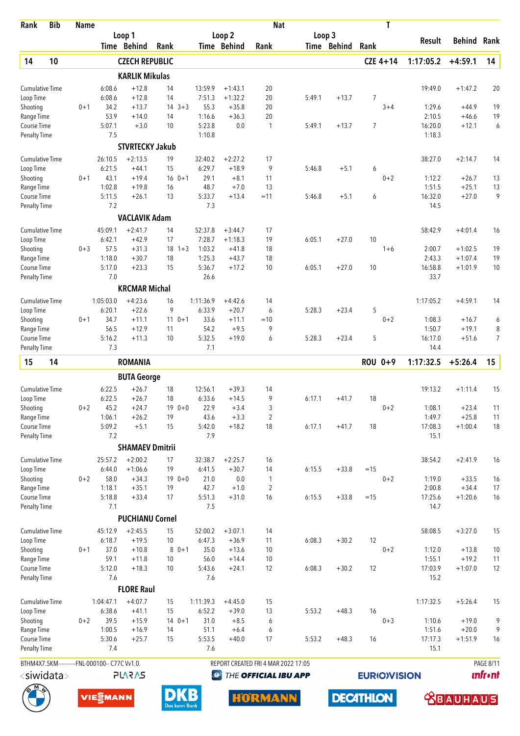| Rank | Bib | Name | | | | | | | Nat | | | | T | | | |
|---|---|---|---|---|---|---|---|---|---|---|---|---|---|---|---|---|
| | | | Loop 1 Time | Behind | Rank | | Loop 2 Time | Behind | Rank | Loop 3 Time | Behind | Rank | | Result | Behind | Rank |
| **14** | **10** | **CZECH REPUBLIC** | | | | | | | | | | | **CZE 4+14** | **1:17:05.2** | **+4:59.1** | **14** |
| | | **KARLIK Mikulas** | | | | | | | | | | | | | | |
| Cumulative Time | | | 6:08.6 | +12.8 | 14 | | 13:59.9 | +1:43.1 | 20 | | | | | 19:49.0 | +1:47.2 | 20 |
| Loop Time | | | 6:08.6 | +12.8 | 14 | | 7:51.3 | +1:32.2 | 20 | 5:49.1 | +13.7 | 7 | | | | |
| Shooting | | 0+1 | 34.2 | +13.7 | 14 | 3+3 | 55.3 | +35.8 | 20 | | | | 3+4 | 1:29.6 | +44.9 | 19 |
| Range Time | | | 53.9 | +14.0 | 14 | | 1:16.6 | +36.3 | 20 | | | | | 2:10.5 | +46.6 | 19 |
| Course Time | | | 5:07.1 | +3.0 | 10 | | 5:23.8 | 0.0 | 1 | 5:49.1 | +13.7 | 7 | | 16:20.0 | +12.1 | 6 |
| Penalty Time | | | 7.5 | | | | 1:10.8 | | | | | | | 1:18.3 | | |
| | | **STVRTECKY Jakub** | | | | | | | | | | | | | | |
| Cumulative Time | | | 26:10.5 | +2:13.5 | 19 | | 32:40.2 | +2:27.2 | 17 | | | | | 38:27.0 | +2:14.7 | 14 |
| Loop Time | | | 6:21.5 | +44.1 | 15 | | 6:29.7 | +18.9 | 9 | 5:46.8 | +5.1 | 6 | | | | |
| Shooting | | 0+1 | 43.1 | +19.4 | 16 | 0+1 | 29.1 | +8.1 | 11 | | | | 0+2 | 1:12.2 | +26.7 | 13 |
| Range Time | | | 1:02.8 | +19.8 | 16 | | 48.7 | +7.0 | 13 | | | | | 1:51.5 | +25.1 | 13 |
| Course Time | | | 5:11.5 | +26.1 | 13 | | 5:33.7 | +13.4 | =11 | 5:46.8 | +5.1 | 6 | | 16:32.0 | +27.0 | 9 |
| Penalty Time | | | 7.2 | | | | 7.3 | | | | | | | 14.5 | | |
| | | **VACLAVIK Adam** | | | | | | | | | | | | | | |
| Cumulative Time | | | 45:09.1 | +2:41.7 | 14 | | 52:37.8 | +3:44.7 | 17 | | | | | 58:42.9 | +4:01.4 | 16 |
| Loop Time | | | 6:42.1 | +42.9 | 17 | | 7:28.7 | +1:18.3 | 19 | 6:05.1 | +27.0 | 10 | | | | |
| Shooting | | 0+3 | 57.5 | +31.3 | 18 | 1+3 | 1:03.2 | +41.8 | 18 | | | | 1+6 | 2:00.7 | +1:02.5 | 19 |
| Range Time | | | 1:18.0 | +30.7 | 18 | | 1:25.3 | +43.7 | 18 | | | | | 2:43.3 | +1:07.4 | 19 |
| Course Time | | | 5:17.0 | +23.3 | 15 | | 5:36.7 | +17.2 | 10 | 6:05.1 | +27.0 | 10 | | 16:58.8 | +1:01.9 | 10 |
| Penalty Time | | | 7.0 | | | | 26.6 | | | | | | | 33.7 | | |
| | | **KRCMAR Michal** | | | | | | | | | | | | | | |
| Cumulative Time | | | 1:05:03.0 | +4:23.6 | 16 | | 1:11:36.9 | +4:42.6 | 14 | | | | | 1:17:05.2 | +4:59.1 | 14 |
| Loop Time | | | 6:20.1 | +22.6 | 9 | | 6:33.9 | +20.7 | 6 | 5:28.3 | +23.4 | 5 | | | | |
| Shooting | | 0+1 | 34.7 | +11.1 | 11 | 0+1 | 33.6 | +11.1 | =10 | | | | 0+2 | 1:08.3 | +16.7 | 6 |
| Range Time | | | 56.5 | +12.9 | 11 | | 54.2 | +9.5 | 9 | | | | | 1:50.7 | +19.1 | 8 |
| Course Time | | | 5:16.2 | +11.3 | 10 | | 5:32.5 | +19.0 | 6 | 5:28.3 | +23.4 | 5 | | 16:17.0 | +51.6 | 7 |
| Penalty Time | | | 7.3 | | | | 7.1 | | | | | | | 14.4 | | |
| **15** | **14** | **ROMANIA** | | | | | | | | | | | **ROU 0+9** | **1:17:32.5** | **+5:26.4** | **15** |
| | | **BUTA George** | | | | | | | | | | | | | | |
| Cumulative Time | | | 6:22.5 | +26.7 | 18 | | 12:56.1 | +39.3 | 14 | | | | | 19:13.2 | +1:11.4 | 15 |
| Loop Time | | | 6:22.5 | +26.7 | 18 | | 6:33.6 | +14.5 | 9 | 6:17.1 | +41.7 | 18 | | | | |
| Shooting | | 0+2 | 45.2 | +24.7 | 19 | 0+0 | 22.9 | +3.4 | 3 | | | | 0+2 | 1:08.1 | +23.4 | 11 |
| Range Time | | | 1:06.1 | +26.2 | 19 | | 43.6 | +3.3 | 2 | | | | | 1:49.7 | +25.8 | 11 |
| Course Time | | | 5:09.2 | +5.1 | 15 | | 5:42.0 | +18.2 | 18 | 6:17.1 | +41.7 | 18 | | 17:08.3 | +1:00.4 | 18 |
| Penalty Time | | | 7.2 | | | | 7.9 | | | | | | | 15.1 | | |
| | | **SHAMAEV Dmitrii** | | | | | | | | | | | | | | |
| Cumulative Time | | | 25:57.2 | +2:00.2 | 17 | | 32:38.7 | +2:25.7 | 16 | | | | | 38:54.2 | +2:41.9 | 16 |
| Loop Time | | | 6:44.0 | +1:06.6 | 19 | | 6:41.5 | +30.7 | 14 | 6:15.5 | +33.8 | =15 | | | | |
| Shooting | | 0+2 | 58.0 | +34.3 | 19 | 0+0 | 21.0 | 0.0 | 1 | | | | 0+2 | 1:19.0 | +33.5 | 16 |
| Range Time | | | 1:18.1 | +35.1 | 19 | | 42.7 | +1.0 | 2 | | | | | 2:00.8 | +34.4 | 17 |
| Course Time | | | 5:18.8 | +33.4 | 17 | | 5:51.3 | +31.0 | 16 | 6:15.5 | +33.8 | =15 | | 17:25.6 | +1:20.6 | 16 |
| Penalty Time | | | 7.1 | | | | 7.5 | | | | | | | 14.7 | | |
| | | **PUCHIANU Cornel** | | | | | | | | | | | | | | |
| Cumulative Time | | | 45:12.9 | +2:45.5 | 15 | | 52:00.2 | +3:07.1 | 14 | | | | | 58:08.5 | +3:27.0 | 15 |
| Loop Time | | | 6:18.7 | +19.5 | 10 | | 6:47.3 | +36.9 | 11 | 6:08.3 | +30.2 | 12 | | | | |
| Shooting | | 0+1 | 37.0 | +10.8 | 8 | 0+1 | 35.0 | +13.6 | 10 | | | | 0+2 | 1:12.0 | +13.8 | 10 |
| Range Time | | | 59.1 | +11.8 | 10 | | 56.0 | +14.4 | 10 | | | | | 1:55.1 | +19.2 | 11 |
| Course Time | | | 5:12.0 | +18.3 | 10 | | 5:43.6 | +24.1 | 12 | 6:08.3 | +30.2 | 12 | | 17:03.9 | +1:07.0 | 12 |
| Penalty Time | | | 7.6 | | | | 7.6 | | | | | | | 15.2 | | |
| | | **FLORE Raul** | | | | | | | | | | | | | | |
| Cumulative Time | | | 1:04:47.1 | +4:07.7 | 15 | | 1:11:39.3 | +4:45.0 | 15 | | | | | 1:17:32.5 | +5:26.4 | 15 |
| Loop Time | | | 6:38.6 | +41.1 | 15 | | 6:52.2 | +39.0 | 13 | 5:53.2 | +48.3 | 16 | | | | |
| Shooting | | 0+2 | 39.5 | +15.9 | 14 | 0+1 | 31.0 | +8.5 | 6 | | | | 0+3 | 1:10.6 | +19.0 | 9 |
| Range Time | | | 1:00.5 | +16.9 | 14 | | 51.1 | +6.4 | 6 | | | | | 1:51.6 | +20.0 | 9 |
| Course Time | | | 5:30.6 | +25.7 | 15 | | 5:53.5 | +40.0 | 17 | 5:53.2 | +48.3 | 16 | | 17:17.3 | +1:51.9 | 16 |
| Penalty Time | | | 7.4 | | | | 7.6 | | | | | | | 15.1 | | |

BTHM4X7.5KM----------FNL-000100-- C77C Vv1.0. REPORT CREATED FRI 4 MAR 2022 17:05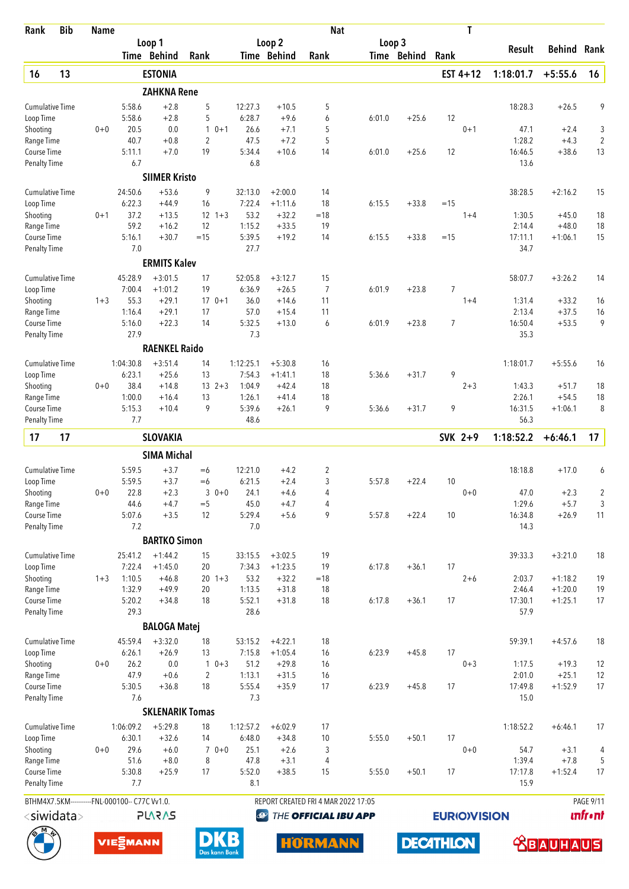| Rank | Bib | Name | | | | | | Nat | | | | T | | | |
|---|---|---|---|---|---|---|---|---|---|---|---|---|---|---|---|
| | | | Loop 1 | | | Loop 2 | | | Loop 3 | | | | Result | Behind | Rank |
| | | | Time | Behind | Rank | Time | Behind | Rank | Time | Behind | Rank | | | | |
| **16** | **13** | **ESTONIA** | | | | | | | | | | **EST 4+12** | **1:18:01.7** | **+5:55.6** | **16** |
| | | **ZAHKNA Rene** | | | | | | | | | | | | | |
| Cumulative Time | | | 5:58.6 | +2.8 | 5 | 12:27.3 | +10.5 | 5 | | | | | 18:28.3 | +26.5 | 9 |
| Loop Time | | | 5:58.6 | +2.8 | 5 | 6:28.7 | +9.6 | 6 | 6:01.0 | +25.6 | 12 | | | | |
| Shooting | 0+0 | | 20.5 | 0.0 | 1 | 0+1 26.6 | +7.1 | 5 | | | | 0+1 | 47.1 | +2.4 | 3 |
| Range Time | | | 40.7 | +0.8 | 2 | 47.5 | +7.2 | 5 | | | | | 1:28.2 | +4.3 | 2 |
| Course Time | | | 5:11.1 | +7.0 | 19 | 5:34.4 | +10.6 | 14 | 6:01.0 | +25.6 | 12 | | 16:46.5 | +38.6 | 13 |
| Penalty Time | | | 6.7 | | | 6.8 | | | | | | | 13.6 | | |
| | | **SIIMER Kristo** | | | | | | | | | | | | | |
| Cumulative Time | | | 24:50.6 | +53.6 | 9 | 32:13.0 | +2:00.0 | 14 | | | | | 38:28.5 | +2:16.2 | 15 |
| Loop Time | | | 6:22.3 | +44.9 | 16 | 7:22.4 | +1:11.6 | 18 | 6:15.5 | +33.8 | =15 | | | | |
| Shooting | 0+1 | | 37.2 | +13.5 | 12 | 1+3 53.2 | +32.2 | =18 | | | | 1+4 | 1:30.5 | +45.0 | 18 |
| Range Time | | | 59.2 | +16.2 | 12 | 1:15.2 | +33.5 | 19 | | | | | 2:14.4 | +48.0 | 18 |
| Course Time | | | 5:16.1 | +30.7 | =15 | 5:39.5 | +19.2 | 14 | 6:15.5 | +33.8 | =15 | | 17:11.1 | +1:06.1 | 15 |
| Penalty Time | | | 7.0 | | | 27.7 | | | | | | | 34.7 | | |
| | | **ERMITS Kalev** | | | | | | | | | | | | | |
| Cumulative Time | | | 45:28.9 | +3:01.5 | 17 | 52:05.8 | +3:12.7 | 15 | | | | | 58:07.7 | +3:26.2 | 14 |
| Loop Time | | | 7:00.4 | +1:01.2 | 19 | 6:36.9 | +26.5 | 7 | 6:01.9 | +23.8 | 7 | | | | |
| Shooting | 1+3 | | 55.3 | +29.1 | 17 | 0+1 36.0 | +14.6 | 11 | | | | 1+4 | 1:31.4 | +33.2 | 16 |
| Range Time | | | 1:16.4 | +29.1 | 17 | 57.0 | +15.4 | 11 | | | | | 2:13.4 | +37.5 | 16 |
| Course Time | | | 5:16.0 | +22.3 | 14 | 5:32.5 | +13.0 | 6 | 6:01.9 | +23.8 | 7 | | 16:50.4 | +53.5 | 9 |
| Penalty Time | | | 27.9 | | | 7.3 | | | | | | | 35.3 | | |
| | | **RAENKEL Raido** | | | | | | | | | | | | | |
| Cumulative Time | | | 1:04:30.8 | +3:51.4 | 14 | 1:12:25.1 | +5:30.8 | 16 | | | | | 1:18:01.7 | +5:55.6 | 16 |
| Loop Time | | | 6:23.1 | +25.6 | 13 | 7:54.3 | +1:41.1 | 18 | 5:36.6 | +31.7 | 9 | | | | |
| Shooting | 0+0 | | 38.4 | +14.8 | 13 | 2+3 1:04.9 | +42.4 | 18 | | | | 2+3 | 1:43.3 | +51.7 | 18 |
| Range Time | | | 1:00.0 | +16.4 | 13 | 1:26.1 | +41.4 | 18 | | | | | 2:26.1 | +54.5 | 18 |
| Course Time | | | 5:15.3 | +10.4 | 9 | 5:39.6 | +26.1 | 9 | 5:36.6 | +31.7 | 9 | | 16:31.5 | +1:06.1 | 8 |
| Penalty Time | | | 7.7 | | | 48.6 | | | | | | | 56.3 | | |
| **17** | **17** | **SLOVAKIA** | | | | | | | | | | **SVK 2+9** | **1:18:52.2** | **+6:46.1** | **17** |
| | | **SIMA Michal** | | | | | | | | | | | | | |
| Cumulative Time | | | 5:59.5 | +3.7 | =6 | 12:21.0 | +4.2 | 2 | | | | | 18:18.8 | +17.0 | 6 |
| Loop Time | | | 5:59.5 | +3.7 | =6 | 6:21.5 | +2.4 | 3 | 5:57.8 | +22.4 | 10 | | | | |
| Shooting | 0+0 | | 22.8 | +2.3 | 3 | 0+0 24.1 | +4.6 | 4 | | | | 0+0 | 47.0 | +2.3 | 2 |
| Range Time | | | 44.6 | +4.7 | =5 | 45.0 | +4.7 | 4 | | | | | 1:29.6 | +5.7 | 3 |
| Course Time | | | 5:07.6 | +3.5 | 12 | 5:29.4 | +5.6 | 9 | 5:57.8 | +22.4 | 10 | | 16:34.8 | +26.9 | 11 |
| Penalty Time | | | 7.2 | | | 7.0 | | | | | | | 14.3 | | |
| | | **BARTKO Simon** | | | | | | | | | | | | | |
| Cumulative Time | | | 25:41.2 | +1:44.2 | 15 | 33:15.5 | +3:02.5 | 19 | | | | | 39:33.3 | +3:21.0 | 18 |
| Loop Time | | | 7:22.4 | +1:45.0 | 20 | 7:34.3 | +1:23.5 | 19 | 6:17.8 | +36.1 | 17 | | | | |
| Shooting | 1+3 | | 1:10.5 | +46.8 | 20 | 1+3 53.2 | +32.2 | =18 | | | | 2+6 | 2:03.7 | +1:18.2 | 19 |
| Range Time | | | 1:32.9 | +49.9 | 20 | 1:13.5 | +31.8 | 18 | | | | | 2:46.4 | +1:20.0 | 19 |
| Course Time | | | 5:20.2 | +34.8 | 18 | 5:52.1 | +31.8 | 18 | 6:17.8 | +36.1 | 17 | | 17:30.1 | +1:25.1 | 17 |
| Penalty Time | | | 29.3 | | | 28.6 | | | | | | | 57.9 | | |
| | | **BALOGA Matej** | | | | | | | | | | | | | |
| Cumulative Time | | | 45:59.4 | +3:32.0 | 18 | 53:15.2 | +4:22.1 | 18 | | | | | 59:39.1 | +4:57.6 | 18 |
| Loop Time | | | 6:26.1 | +26.9 | 13 | 7:15.8 | +1:05.4 | 16 | 6:23.9 | +45.8 | 17 | | | | |
| Shooting | 0+0 | | 26.2 | 0.0 | 1 | 0+3 51.2 | +29.8 | 16 | | | | 0+3 | 1:17.5 | +19.3 | 12 |
| Range Time | | | 47.9 | +0.6 | 2 | 1:13.1 | +31.5 | 16 | | | | | 2:01.0 | +25.1 | 12 |
| Course Time | | | 5:30.5 | +36.8 | 18 | 5:55.4 | +35.9 | 17 | 6:23.9 | +45.8 | 17 | | 17:49.8 | +1:52.9 | 17 |
| Penalty Time | | | 7.6 | | | 7.3 | | | | | | | 15.0 | | |
| | | **SKLENARIK Tomas** | | | | | | | | | | | | | |
| Cumulative Time | | | 1:06:09.2 | +5:29.8 | 18 | 1:12:57.2 | +6:02.9 | 17 | | | | | 1:18:52.2 | +6:46.1 | 17 |
| Loop Time | | | 6:30.1 | +32.6 | 14 | 6:48.0 | +34.8 | 10 | 5:55.0 | +50.1 | 17 | | | | |
| Shooting | 0+0 | | 29.6 | +6.0 | 7 | 0+0 25.1 | +2.6 | 3 | | | | 0+0 | 54.7 | +3.1 | 4 |
| Range Time | | | 51.6 | +8.0 | 8 | 47.8 | +3.1 | 4 | | | | | 1:39.4 | +7.8 | 5 |
| Course Time | | | 5:30.8 | +25.9 | 17 | 5:52.0 | +38.5 | 15 | 5:55.0 | +50.1 | 17 | | 17:17.8 | +1:52.4 | 17 |
| Penalty Time | | | 7.7 | | | 8.1 | | | | | | | 15.9 | | |

BTHM4X7.5KM----------FNL-000100-- C77C Vv1.0. REPORT CREATED FRI 4 MAR 2022 17:05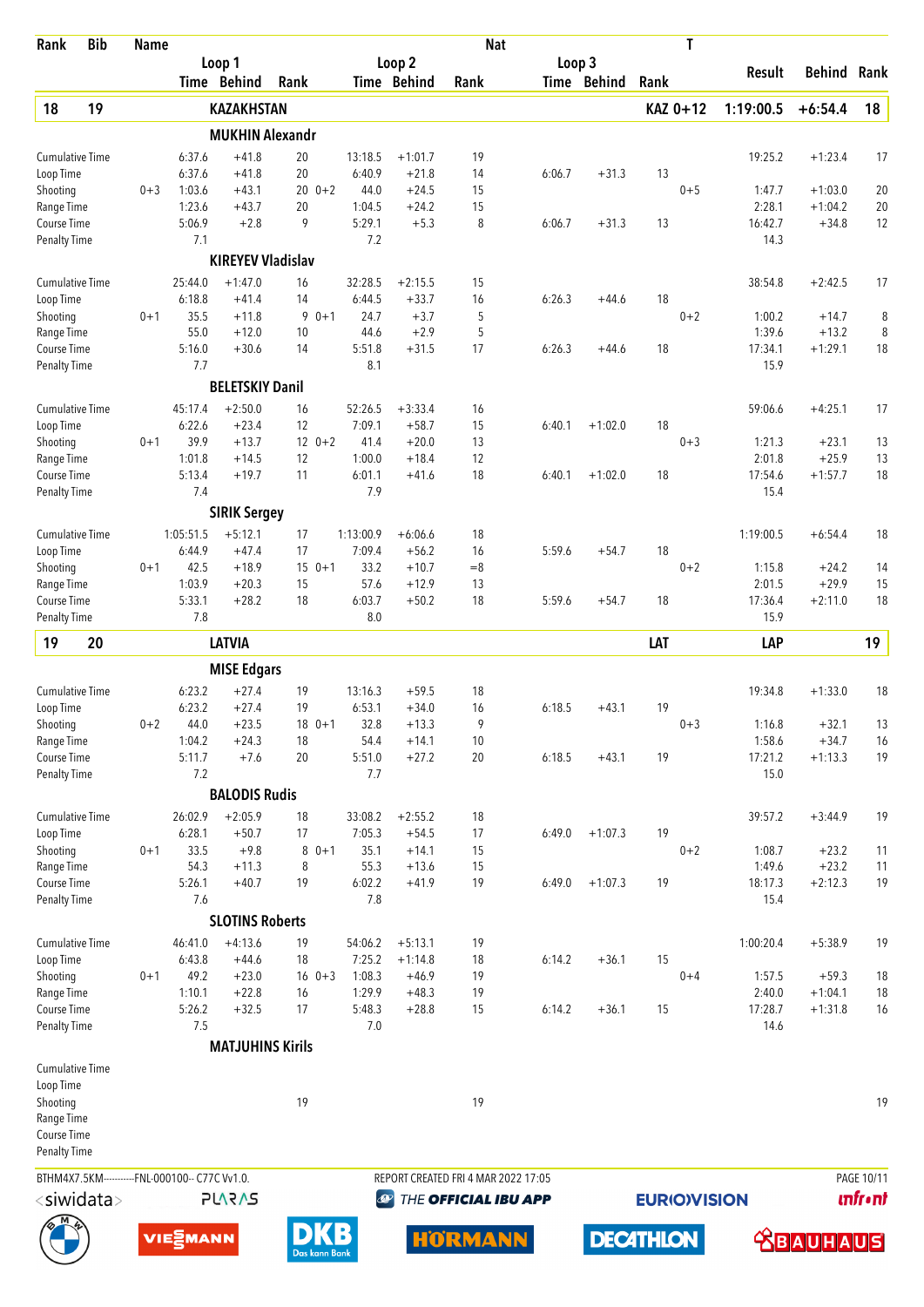| Rank | Bib | Name | | | | | | | Nat | | | | T | | | |
|---|---|---|---|---|---|---|---|---|---|---|---|---|---|---|---|---|
| | | | Loop 1 | | | Loop 2 | | | Loop 3 | | | | | Result | Behind | Rank |
| | | | Time | Behind | Rank | Time | Behind | Rank | Time | Behind | Rank | | | | | |
| **18** | **19** | **KAZAKHSTAN** | | | | | | | | | | **KAZ** | **0+12** | **1:19:00.5** | **+6:54.4** | **18** |
| | | **MUKHIN Alexandr** | | | | | | | | | | | | | | |
| Cumulative Time | | | 6:37.6 | +41.8 | 20 | 13:18.5 | +1:01.7 | 19 | | | | | | 19:25.2 | +1:23.4 | 17 |
| Loop Time | | | 6:37.6 | +41.8 | 20 | 6:40.9 | +21.8 | 14 | 6:06.7 | +31.3 | 13 | | | | | |
| Shooting | | 0+3 | 1:03.6 | +43.1 | 20 0+2 | 44.0 | +24.5 | 15 | | | | | 0+5 | 1:47.7 | +1:03.0 | 20 |
| Range Time | | | 1:23.6 | +43.7 | 20 | 1:04.5 | +24.2 | 15 | | | | | | 2:28.1 | +1:04.2 | 20 |
| Course Time | | | 5:06.9 | +2.8 | 9 | 5:29.1 | +5.3 | 8 | 6:06.7 | +31.3 | 13 | | | 16:42.7 | +34.8 | 12 |
| Penalty Time | | | 7.1 | | | 7.2 | | | | | | | | 14.3 | | |
| | | **KIREYEV Vladislav** | | | | | | | | | | | | | | |
| Cumulative Time | | | 25:44.0 | +1:47.0 | 16 | 32:28.5 | +2:15.5 | 15 | | | | | | 38:54.8 | +2:42.5 | 17 |
| Loop Time | | | 6:18.8 | +41.4 | 14 | 6:44.5 | +33.7 | 16 | 6:26.3 | +44.6 | 18 | | | | | |
| Shooting | | 0+1 | 35.5 | +11.8 | 9 0+1 | 24.7 | +3.7 | 5 | | | | | 0+2 | 1:00.2 | +14.7 | 8 |
| Range Time | | | 55.0 | +12.0 | 10 | 44.6 | +2.9 | 5 | | | | | | 1:39.6 | +13.2 | 8 |
| Course Time | | | 5:16.0 | +30.6 | 14 | 5:51.8 | +31.5 | 17 | 6:26.3 | +44.6 | 18 | | | 17:34.1 | +1:29.1 | 18 |
| Penalty Time | | | 7.7 | | | 8.1 | | | | | | | | 15.9 | | |
| | | **BELETSKIY Danil** | | | | | | | | | | | | | | |
| Cumulative Time | | | 45:17.4 | +2:50.0 | 16 | 52:26.5 | +3:33.4 | 16 | | | | | | 59:06.6 | +4:25.1 | 17 |
| Loop Time | | | 6:22.6 | +23.4 | 12 | 7:09.1 | +58.7 | 15 | 6:40.1 | +1:02.0 | 18 | | | | | |
| Shooting | | 0+1 | 39.9 | +13.7 | 12 0+2 | 41.4 | +20.0 | 13 | | | | | 0+3 | 1:21.3 | +23.1 | 13 |
| Range Time | | | 1:01.8 | +14.5 | 12 | 1:00.0 | +18.4 | 12 | | | | | | 2:01.8 | +25.9 | 13 |
| Course Time | | | 5:13.4 | +19.7 | 11 | 6:01.1 | +41.6 | 18 | 6:40.1 | +1:02.0 | 18 | | | 17:54.6 | +1:57.7 | 18 |
| Penalty Time | | | 7.4 | | | 7.9 | | | | | | | | 15.4 | | |
| | | **SIRIK Sergey** | | | | | | | | | | | | | | |
| Cumulative Time | | | 1:05:51.5 | +5:12.1 | 17 | 1:13:00.9 | +6:06.6 | 18 | | | | | | 1:19:00.5 | +6:54.4 | 18 |
| Loop Time | | | 6:44.9 | +47.4 | 17 | 7:09.4 | +56.2 | 16 | 5:59.6 | +54.7 | 18 | | | | | |
| Shooting | | 0+1 | 42.5 | +18.9 | 15 0+1 | 33.2 | +10.7 | =8 | | | | | 0+2 | 1:15.8 | +24.2 | 14 |
| Range Time | | | 1:03.9 | +20.3 | 15 | 57.6 | +12.9 | 13 | | | | | | 2:01.5 | +29.9 | 15 |
| Course Time | | | 5:33.1 | +28.2 | 18 | 6:03.7 | +50.2 | 18 | 5:59.6 | +54.7 | 18 | | | 17:36.4 | +2:11.0 | 18 |
| Penalty Time | | | 7.8 | | | 8.0 | | | | | | | | 15.9 | | |
| **19** | **20** | **LATVIA** | | | | | | | | | | **LAT** | | **LAP** | | **19** |
| | | **MISE Edgars** | | | | | | | | | | | | | | |
| Cumulative Time | | | 6:23.2 | +27.4 | 19 | 13:16.3 | +59.5 | 18 | | | | | | 19:34.8 | +1:33.0 | 18 |
| Loop Time | | | 6:23.2 | +27.4 | 19 | 6:53.1 | +34.0 | 16 | 6:18.5 | +43.1 | 19 | | | | | |
| Shooting | | 0+2 | 44.0 | +23.5 | 18 0+1 | 32.8 | +13.3 | 9 | | | | | 0+3 | 1:16.8 | +32.1 | 13 |
| Range Time | | | 1:04.2 | +24.3 | 18 | 54.4 | +14.1 | 10 | | | | | | 1:58.6 | +34.7 | 16 |
| Course Time | | | 5:11.7 | +7.6 | 20 | 5:51.0 | +27.2 | 20 | 6:18.5 | +43.1 | 19 | | | 17:21.2 | +1:13.3 | 19 |
| Penalty Time | | | 7.2 | | | 7.7 | | | | | | | | 15.0 | | |
| | | **BALODIS Rudis** | | | | | | | | | | | | | | |
| Cumulative Time | | | 26:02.9 | +2:05.9 | 18 | 33:08.2 | +2:55.2 | 18 | | | | | | 39:57.2 | +3:44.9 | 19 |
| Loop Time | | | 6:28.1 | +50.7 | 17 | 7:05.3 | +54.5 | 17 | 6:49.0 | +1:07.3 | 19 | | | | | |
| Shooting | | 0+1 | 33.5 | +9.8 | 8 0+1 | 35.1 | +14.1 | 15 | | | | | 0+2 | 1:08.7 | +23.2 | 11 |
| Range Time | | | 54.3 | +11.3 | 8 | 55.3 | +13.6 | 15 | | | | | | 1:49.6 | +23.2 | 11 |
| Course Time | | | 5:26.1 | +40.7 | 19 | 6:02.2 | +41.9 | 19 | 6:49.0 | +1:07.3 | 19 | | | 18:17.3 | +2:12.3 | 19 |
| Penalty Time | | | 7.6 | | | 7.8 | | | | | | | | 15.4 | | |
| | | **SLOTINS Roberts** | | | | | | | | | | | | | | |
| Cumulative Time | | | 46:41.0 | +4:13.6 | 19 | 54:06.2 | +5:13.1 | 19 | | | | | | 1:00:20.4 | +5:38.9 | 19 |
| Loop Time | | | 6:43.8 | +44.6 | 18 | 7:25.2 | +1:14.8 | 18 | 6:14.2 | +36.1 | 15 | | | | | |
| Shooting | | 0+1 | 49.2 | +23.0 | 16 0+3 | 1:08.3 | +46.9 | 19 | | | | | 0+4 | 1:57.5 | +59.3 | 18 |
| Range Time | | | 1:10.1 | +22.8 | 16 | 1:29.9 | +48.3 | 19 | | | | | | 2:40.0 | +1:04.1 | 18 |
| Course Time | | | 5:26.2 | +32.5 | 17 | 5:48.3 | +28.8 | 15 | 6:14.2 | +36.1 | 15 | | | 17:28.7 | +1:31.8 | 16 |
| Penalty Time | | | 7.5 | | | 7.0 | | | | | | | | 14.6 | | |
| | | **MATJUHINS Kirils** | | | | | | | | | | | | | | |
| Cumulative Time | | | | | | | | | | | | | | | | |
| Loop Time | | | | | | | | | | | | | | | | |
| Shooting | | | | | 19 | | | 19 | | | | | | | | 19 |
| Range Time | | | | | | | | | | | | | | | | |
| Course Time | | | | | | | | | | | | | | | | |
| Penalty Time | | | | | | | | | | | | | | | | |

BTHM4X7.5KM----------FNL-000100-- C77C Vv1.0. REPORT CREATED FRI 4 MAR 2022 17:05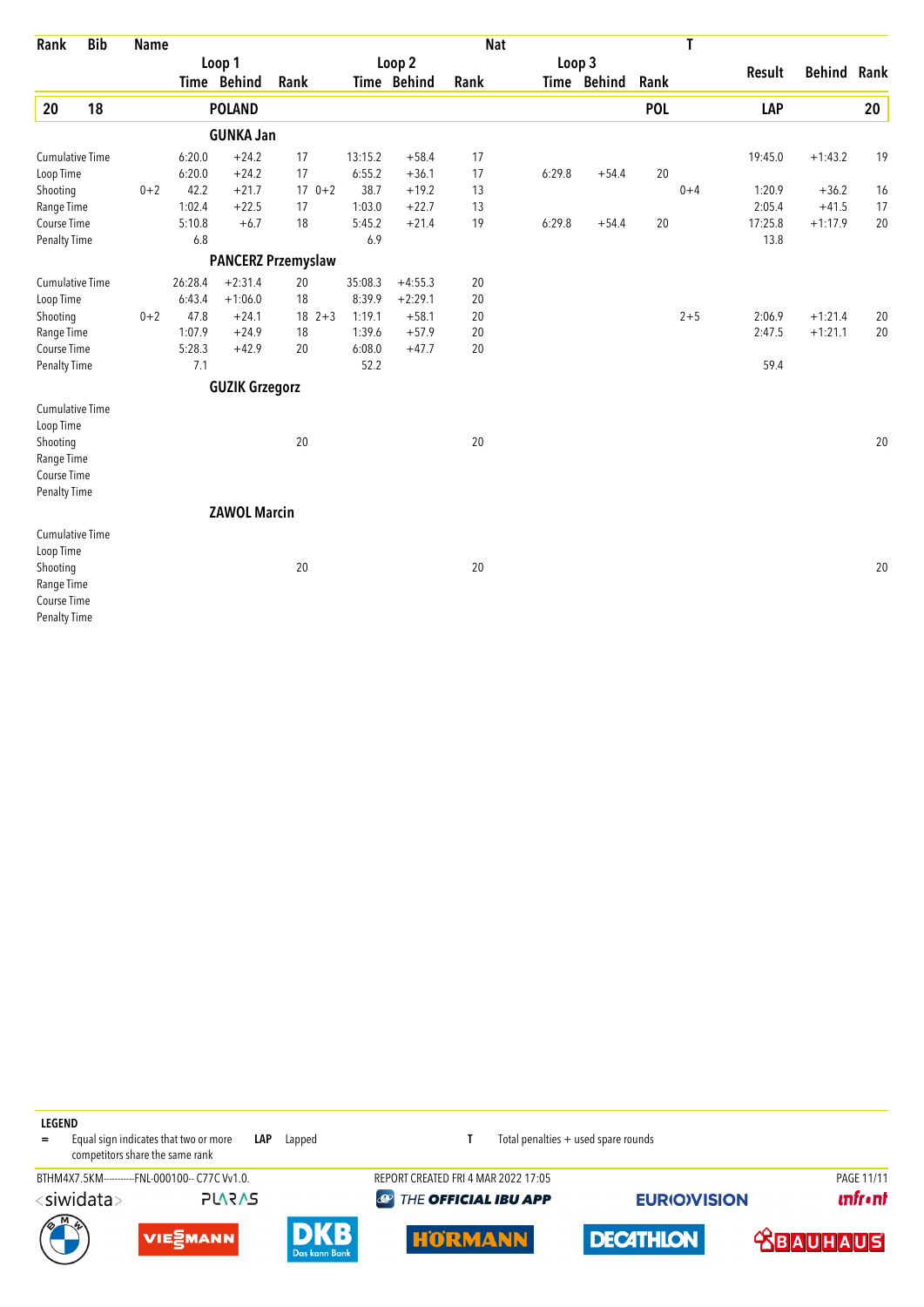| Rank | Bib | Name | | | | | | | | Nat | | | | T | Result | Behind | Rank |
|---|---|---|---|---|---|---|---|---|---|---|---|---|---|---|---|---|---|
| | | | Loop 1 | | | Loop 2 | | | | Loop 3 | | | | | | | |
| | | | Time | Behind | Rank | | Time | Behind | Rank | Time | Behind | Rank | | | | | |
| **20** | **18** | **POLAND** | | | | | | | | | | | **POL** | | **LAP** | | **20** |
| | | **GUNKA Jan** | | | | | | | | | | | | | | | |
| Cumulative Time | | | 6:20.0 | +24.2 | 17 | | 13:15.2 | +58.4 | 17 | | | | | | 19:45.0 | +1:43.2 | 19 |
| Loop Time | | | 6:20.0 | +24.2 | 17 | | 6:55.2 | +36.1 | 17 | 6:29.8 | +54.4 | 20 | | | | | |
| Shooting | | 0+2 | 42.2 | +21.7 | 17 | 0+2 | 38.7 | +19.2 | 13 | | | | | 0+4 | 1:20.9 | +36.2 | 16 |
| Range Time | | | 1:02.4 | +22.5 | 17 | | 1:03.0 | +22.7 | 13 | | | | | | 2:05.4 | +41.5 | 17 |
| Course Time | | | 5:10.8 | +6.7 | 18 | | 5:45.2 | +21.4 | 19 | 6:29.8 | +54.4 | 20 | | | 17:25.8 | +1:17.9 | 20 |
| Penalty Time | | | 6.8 | | | | 6.9 | | | | | | | | 13.8 | | |
| | | **PANCERZ Przemyslaw** | | | | | | | | | | | | | | | |
| Cumulative Time | | | 26:28.4 | +2:31.4 | 20 | | 35:08.3 | +4:55.3 | 20 | | | | | | | | |
| Loop Time | | | 6:43.4 | +1:06.0 | 18 | | 8:39.9 | +2:29.1 | 20 | | | | | | | | |
| Shooting | | 0+2 | 47.8 | +24.1 | 18 | 2+3 | 1:19.1 | +58.1 | 20 | | | | | 2+5 | 2:06.9 | +1:21.4 | 20 |
| Range Time | | | 1:07.9 | +24.9 | 18 | | 1:39.6 | +57.9 | 20 | | | | | | 2:47.5 | +1:21.1 | 20 |
| Course Time | | | 5:28.3 | +42.9 | 20 | | 6:08.0 | +47.7 | 20 | | | | | | | | |
| Penalty Time | | | 7.1 | | | | 52.2 | | | | | | | | 59.4 | | |
| | | **GUZIK Grzegorz** | | | | | | | | | | | | | | | |
| Cumulative Time | | | | | | | | | | | | | | | | | |
| Loop Time | | | | | | | | | | | | | | | | | |
| Shooting | | | | | 20 | | | | 20 | | | | | | | | 20 |
| Range Time | | | | | | | | | | | | | | | | | |
| Course Time | | | | | | | | | | | | | | | | | |
| Penalty Time | | | | | | | | | | | | | | | | | |
| | | **ZAWOL Marcin** | | | | | | | | | | | | | | | |
| Cumulative Time | | | | | | | | | | | | | | | | | |
| Loop Time | | | | | | | | | | | | | | | | | |
| Shooting | | | | | 20 | | | | 20 | | | | | | | | 20 |
| Range Time | | | | | | | | | | | | | | | | | |
| Course Time | | | | | | | | | | | | | | | | | |
| Penalty Time | | | | | | | | | | | | | | | | | |

**LEGEND**

= Equal sign indicates that two or more competitors share the same rank

LAP Lapped

T Total penalties + used spare rounds

BTHM4X7.5KM-----------FNL-000100-- C77C Vv1.0.

REPORT CREATED FRI 4 MAR 2022 17:05

THE OFFICIAL IBU APP